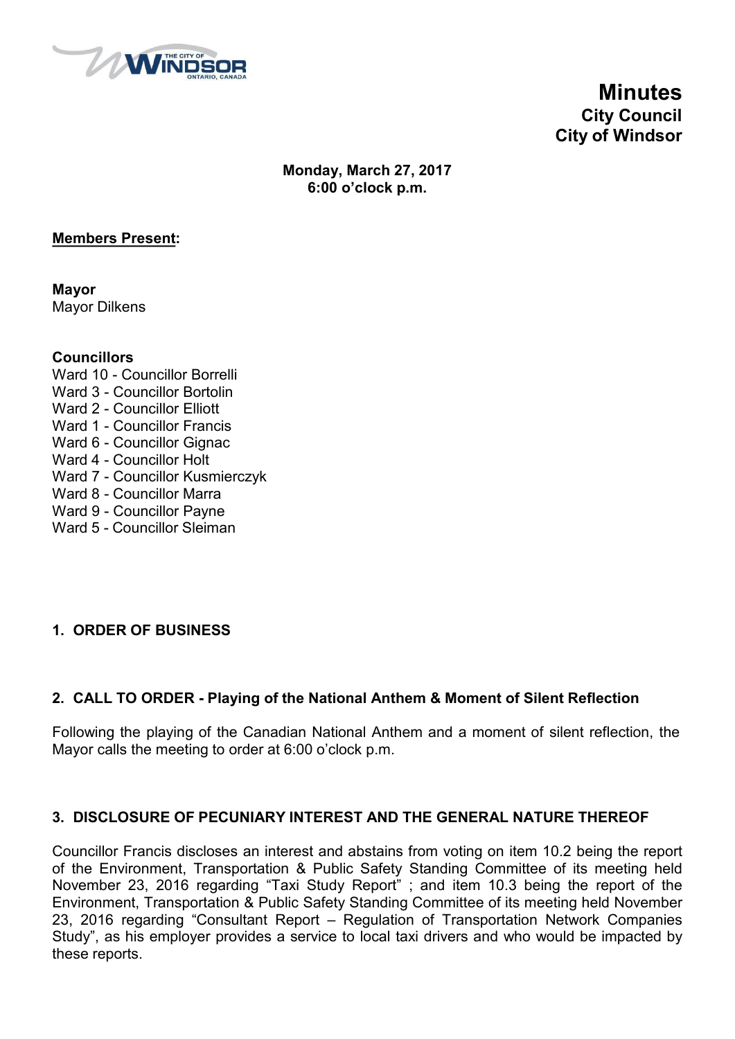# Minutes
## City Council
## City of Windsor

**Monday, March 27, 2017**
**6:00 o'clock p.m.**

**Members Present:**

**Mayor**
Mayor Dilkens

**Councillors**
Ward 10 - Councillor Borrelli
Ward 3 - Councillor Bortolin
Ward 2 - Councillor Elliott
Ward 1 - Councillor Francis
Ward 6 - Councillor Gignac
Ward 4 - Councillor Holt
Ward 7 - Councillor Kusmierczyk
Ward 8 - Councillor Marra
Ward 9 - Councillor Payne
Ward 5 - Councillor Sleiman

### 1. ORDER OF BUSINESS

### 2. CALL TO ORDER - Playing of the National Anthem & Moment of Silent Reflection

Following the playing of the Canadian National Anthem and a moment of silent reflection, the Mayor calls the meeting to order at 6:00 o'clock p.m.

### 3. DISCLOSURE OF PECUNIARY INTEREST AND THE GENERAL NATURE THEREOF

Councillor Francis discloses an interest and abstains from voting on item 10.2 being the report of the Environment, Transportation & Public Safety Standing Committee of its meeting held November 23, 2016 regarding "Taxi Study Report" ; and item 10.3 being the report of the Environment, Transportation & Public Safety Standing Committee of its meeting held November 23, 2016 regarding "Consultant Report – Regulation of Transportation Network Companies Study", as his employer provides a service to local taxi drivers and who would be impacted by these reports.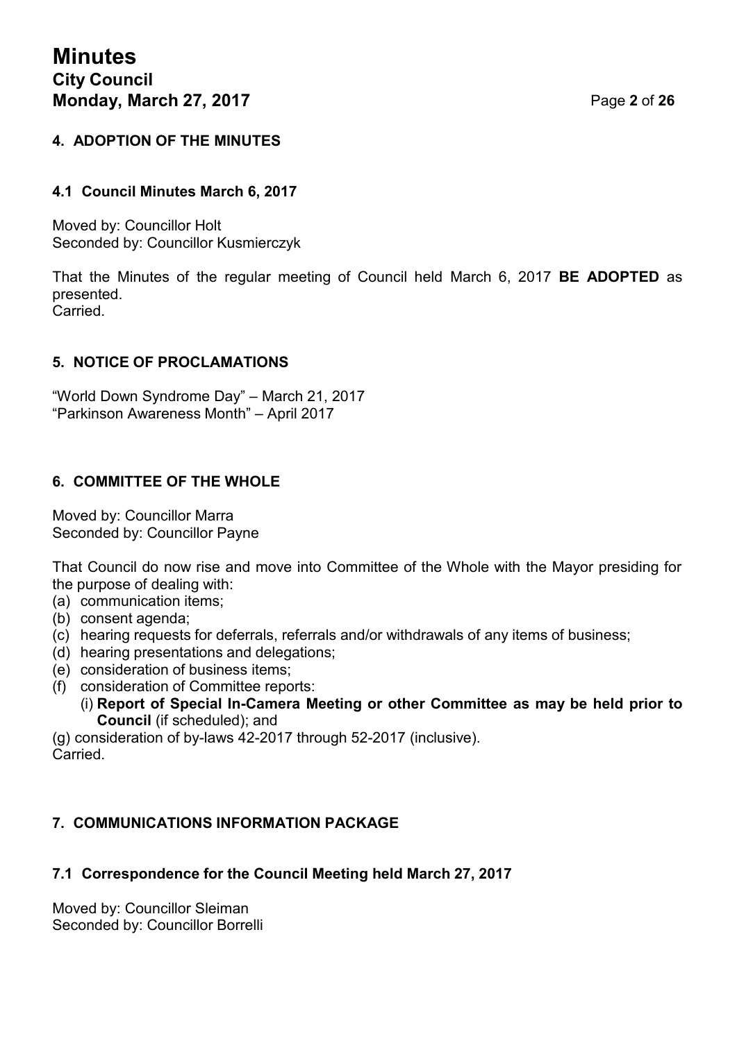## 4. ADOPTION OF THE MINUTES

### 4.1 Council Minutes March 6, 2017

Moved by: Councillor Holt
Seconded by: Councillor Kusmierczyk

That the Minutes of the regular meeting of Council held March 6, 2017 **BE ADOPTED** as presented.
Carried.

## 5. NOTICE OF PROCLAMATIONS

"World Down Syndrome Day" – March 21, 2017
"Parkinson Awareness Month" – April 2017

## 6. COMMITTEE OF THE WHOLE

Moved by: Councillor Marra
Seconded by: Councillor Payne

That Council do now rise and move into Committee of the Whole with the Mayor presiding for the purpose of dealing with:

(a) communication items;
(b) consent agenda;
(c) hearing requests for deferrals, referrals and/or withdrawals of any items of business;
(d) hearing presentations and delegations;
(e) consideration of business items;
(f) consideration of Committee reports:
    (i) **Report of Special In-Camera Meeting or other Committee as may be held prior to Council** (if scheduled); and
(g) consideration of by-laws 42-2017 through 52-2017 (inclusive).

Carried.

## 7. COMMUNICATIONS INFORMATION PACKAGE

### 7.1 Correspondence for the Council Meeting held March 27, 2017

Moved by: Councillor Sleiman
Seconded by: Councillor Borrelli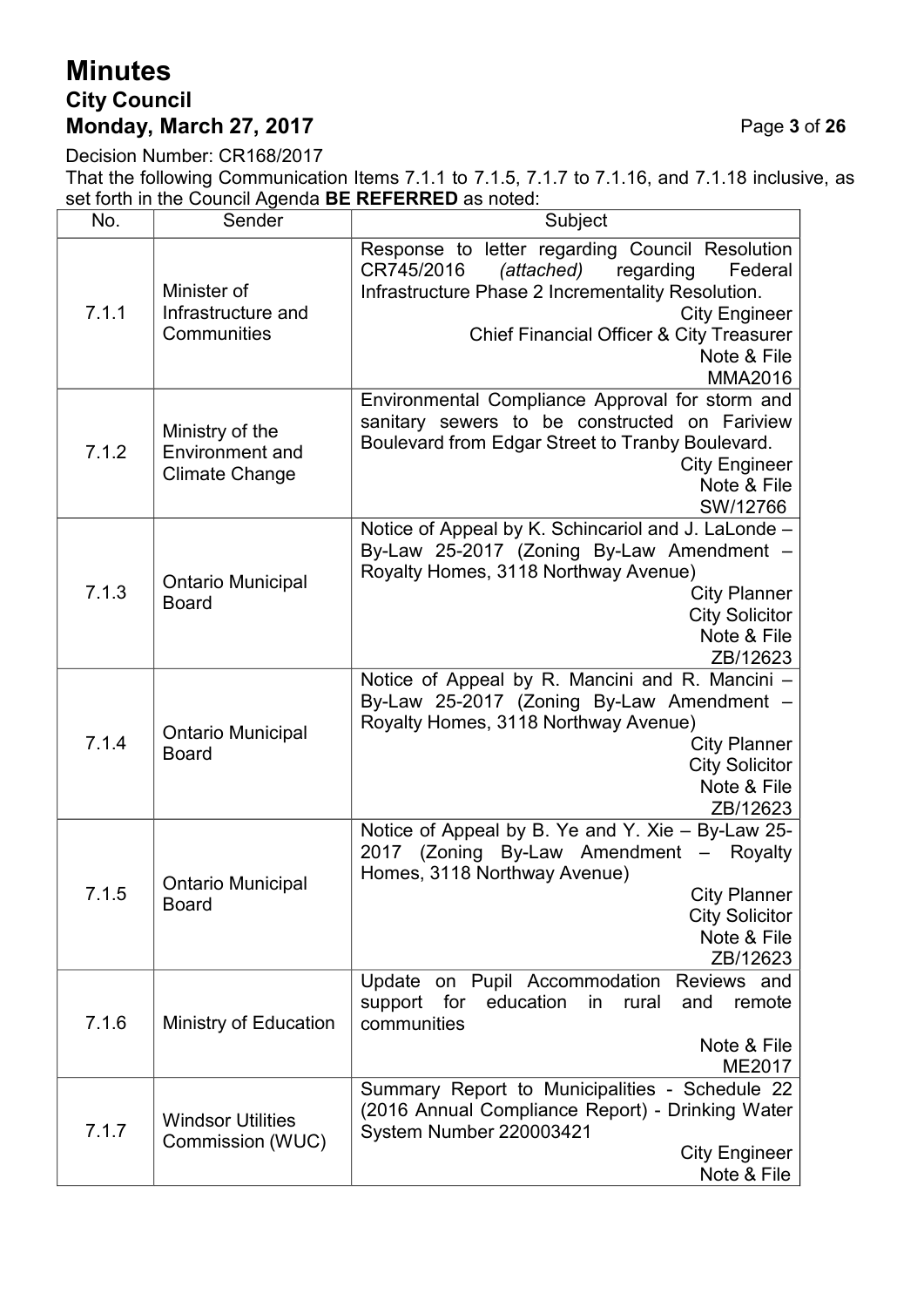# Minutes

## City Council

## Monday, March 27, 2017

Decision Number: CR168/2017

That the following Communication Items 7.1.1 to 7.1.5, 7.1.7 to 7.1.16, and 7.1.18 inclusive, as set forth in the Council Agenda **BE REFERRED** as noted:

| No. | Sender | Subject |
|---|---|---|
| 7.1.1 | Minister of Infrastructure and Communities | Response to letter regarding Council Resolution CR745/2016 *(attached)* regarding Federal Infrastructure Phase 2 Incrementality Resolution.<br>City Engineer<br>Chief Financial Officer & City Treasurer<br>Note & File<br>MMA2016 |
| 7.1.2 | Ministry of the Environment and Climate Change | Environmental Compliance Approval for storm and sanitary sewers to be constructed on Fariview Boulevard from Edgar Street to Tranby Boulevard.<br>City Engineer<br>Note & File<br>SW/12766 |
| 7.1.3 | Ontario Municipal Board | Notice of Appeal by K. Schincariol and J. LaLonde – By-Law 25-2017 (Zoning By-Law Amendment – Royalty Homes, 3118 Northway Avenue)<br>City Planner<br>City Solicitor<br>Note & File<br>ZB/12623 |
| 7.1.4 | Ontario Municipal Board | Notice of Appeal by R. Mancini and R. Mancini – By-Law 25-2017 (Zoning By-Law Amendment – Royalty Homes, 3118 Northway Avenue)<br>City Planner<br>City Solicitor<br>Note & File<br>ZB/12623 |
| 7.1.5 | Ontario Municipal Board | Notice of Appeal by B. Ye and Y. Xie – By-Law 25-2017 (Zoning By-Law Amendment – Royalty Homes, 3118 Northway Avenue)<br>City Planner<br>City Solicitor<br>Note & File<br>ZB/12623 |
| 7.1.6 | Ministry of Education | Update on Pupil Accommodation Reviews and support for education in rural and remote communities<br>Note & File<br>ME2017 |
| 7.1.7 | Windsor Utilities Commission (WUC) | Summary Report to Municipalities - Schedule 22 (2016 Annual Compliance Report) - Drinking Water System Number 220003421<br>City Engineer<br>Note & File |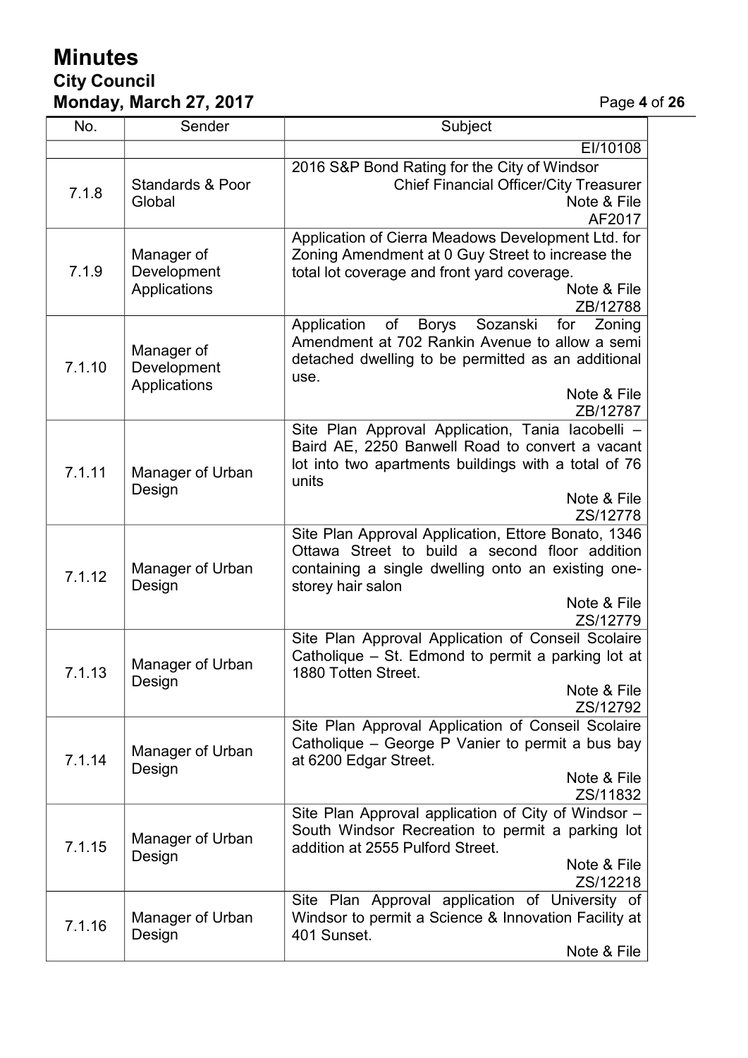| No. | Sender | Subject |
|---|---|---|
| | | EI/10108 |
| 7.1.8 | Standards & Poor Global | 2016 S&P Bond Rating for the City of Windsor<br>Chief Financial Officer/City Treasurer<br>Note & File<br>AF2017 |
| 7.1.9 | Manager of Development Applications | Application of Cierra Meadows Development Ltd. for Zoning Amendment at 0 Guy Street to increase the total lot coverage and front yard coverage.<br>Note & File<br>ZB/12788 |
| 7.1.10 | Manager of Development Applications | Application of Borys Sozanski for Zoning Amendment at 702 Rankin Avenue to allow a semi detached dwelling to be permitted as an additional use.<br>Note & File<br>ZB/12787 |
| 7.1.11 | Manager of Urban Design | Site Plan Approval Application, Tania Iacobelli – Baird AE, 2250 Banwell Road to convert a vacant lot into two apartments buildings with a total of 76 units<br>Note & File<br>ZS/12778 |
| 7.1.12 | Manager of Urban Design | Site Plan Approval Application, Ettore Bonato, 1346 Ottawa Street to build a second floor addition containing a single dwelling onto an existing one-storey hair salon<br>Note & File<br>ZS/12779 |
| 7.1.13 | Manager of Urban Design | Site Plan Approval Application of Conseil Scolaire Catholique – St. Edmond to permit a parking lot at 1880 Totten Street.<br>Note & File<br>ZS/12792 |
| 7.1.14 | Manager of Urban Design | Site Plan Approval Application of Conseil Scolaire Catholique – George P Vanier to permit a bus bay at 6200 Edgar Street.<br>Note & File<br>ZS/11832 |
| 7.1.15 | Manager of Urban Design | Site Plan Approval application of City of Windsor – South Windsor Recreation to permit a parking lot addition at 2555 Pulford Street.<br>Note & File<br>ZS/12218 |
| 7.1.16 | Manager of Urban Design | Site Plan Approval application of University of Windsor to permit a Science & Innovation Facility at 401 Sunset.<br>Note & File |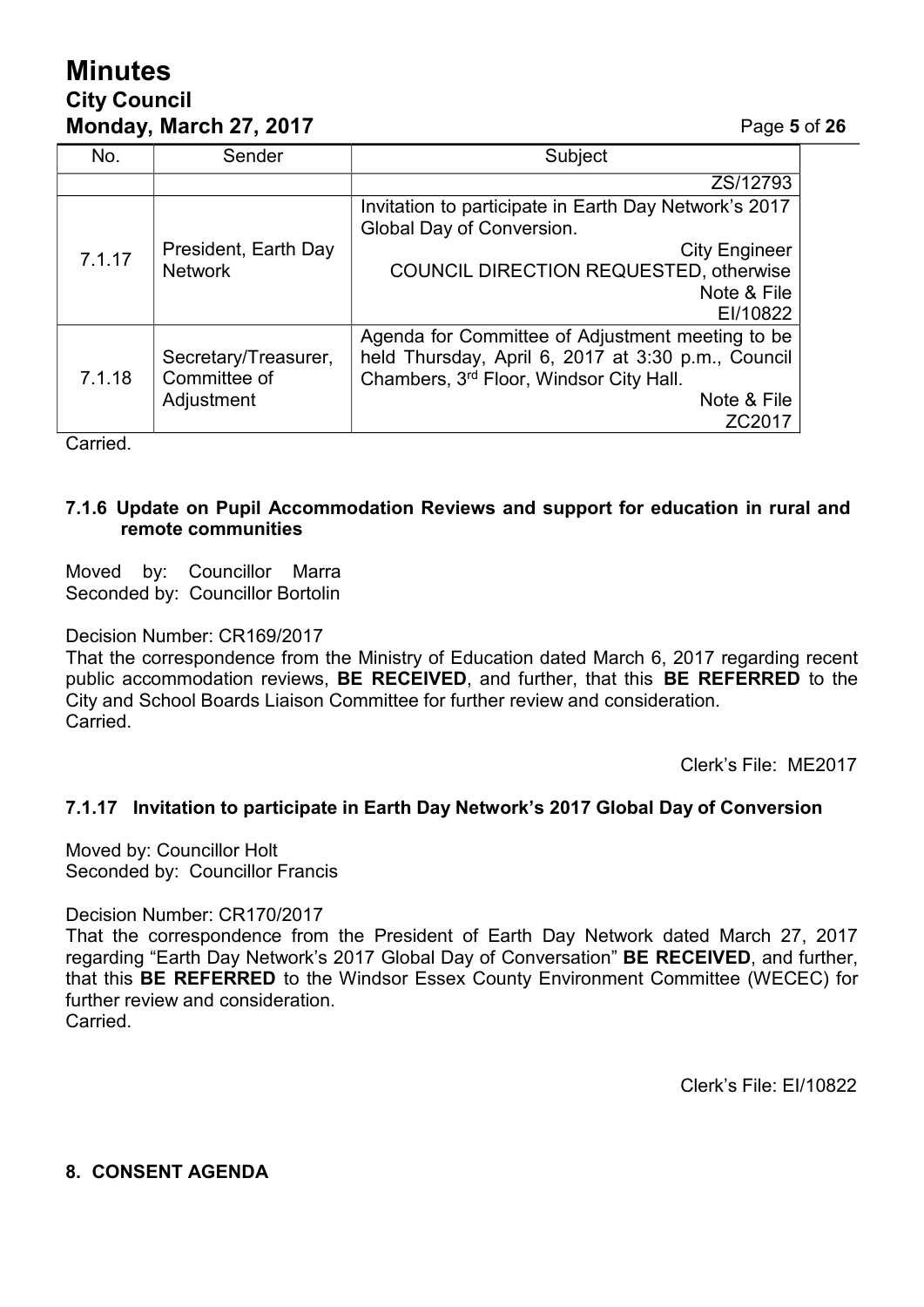| No. | Sender | Subject |
|---|---|---|
| | | ZS/12793 |
| 7.1.17 | President, Earth Day Network | Invitation to participate in Earth Day Network's 2017 Global Day of Conversion. City Engineer COUNCIL DIRECTION REQUESTED, otherwise Note & File EI/10822 |
| 7.1.18 | Secretary/Treasurer, Committee of Adjustment | Agenda for Committee of Adjustment meeting to be held Thursday, April 6, 2017 at 3:30 p.m., Council Chambers, 3rd Floor, Windsor City Hall. Note & File ZC2017 |

Carried.

### 7.1.6 Update on Pupil Accommodation Reviews and support for education in rural and remote communities

Moved by: Councillor Marra
Seconded by: Councillor Bortolin

Decision Number: CR169/2017
That the correspondence from the Ministry of Education dated March 6, 2017 regarding recent public accommodation reviews, **BE RECEIVED**, and further, that this **BE REFERRED** to the City and School Boards Liaison Committee for further review and consideration.
Carried.

Clerk's File: ME2017

### 7.1.17 Invitation to participate in Earth Day Network's 2017 Global Day of Conversion

Moved by: Councillor Holt
Seconded by: Councillor Francis

Decision Number: CR170/2017
That the correspondence from the President of Earth Day Network dated March 27, 2017 regarding "Earth Day Network's 2017 Global Day of Conversation" **BE RECEIVED**, and further, that this **BE REFERRED** to the Windsor Essex County Environment Committee (WECEC) for further review and consideration.
Carried.

Clerk's File: EI/10822

## 8. CONSENT AGENDA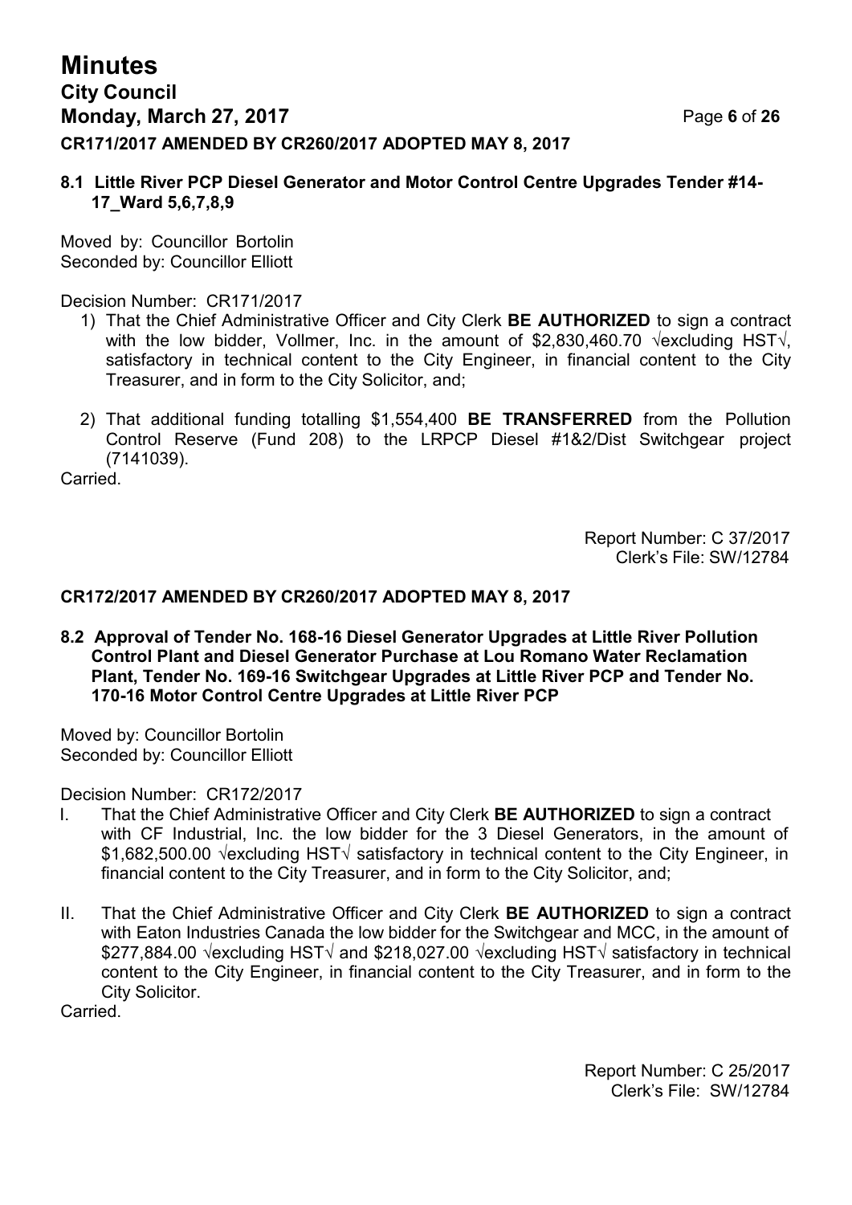**CR171/2017 AMENDED BY CR260/2017 ADOPTED MAY 8, 2017**

### 8.1 Little River PCP Diesel Generator and Motor Control Centre Upgrades Tender #14-17_Ward 5,6,7,8,9

Moved by: Councillor Bortolin
Seconded by: Councillor Elliott

Decision Number: CR171/2017

1) That the Chief Administrative Officer and City Clerk **BE AUTHORIZED** to sign a contract with the low bidder, Vollmer, Inc. in the amount of $2,830,460.70 √excluding HST√, satisfactory in technical content to the City Engineer, in financial content to the City Treasurer, and in form to the City Solicitor, and;

2) That additional funding totalling $1,554,400 **BE TRANSFERRED** from the Pollution Control Reserve (Fund 208) to the LRPCP Diesel #1&2/Dist Switchgear project (7141039).

Carried.

Report Number: C 37/2017
Clerk's File: SW/12784

**CR172/2017 AMENDED BY CR260/2017 ADOPTED MAY 8, 2017**

### 8.2 Approval of Tender No. 168-16 Diesel Generator Upgrades at Little River Pollution Control Plant and Diesel Generator Purchase at Lou Romano Water Reclamation Plant, Tender No. 169-16 Switchgear Upgrades at Little River PCP and Tender No. 170-16 Motor Control Centre Upgrades at Little River PCP

Moved by: Councillor Bortolin
Seconded by: Councillor Elliott

Decision Number: CR172/2017

I. That the Chief Administrative Officer and City Clerk **BE AUTHORIZED** to sign a contract with CF Industrial, Inc. the low bidder for the 3 Diesel Generators, in the amount of $1,682,500.00 √excluding HST√ satisfactory in technical content to the City Engineer, in financial content to the City Treasurer, and in form to the City Solicitor, and;

II. That the Chief Administrative Officer and City Clerk **BE AUTHORIZED** to sign a contract with Eaton Industries Canada the low bidder for the Switchgear and MCC, in the amount of $277,884.00 √excluding HST√ and $218,027.00 √excluding HST√ satisfactory in technical content to the City Engineer, in financial content to the City Treasurer, and in form to the City Solicitor.

Carried.

Report Number: C 25/2017
Clerk's File: SW/12784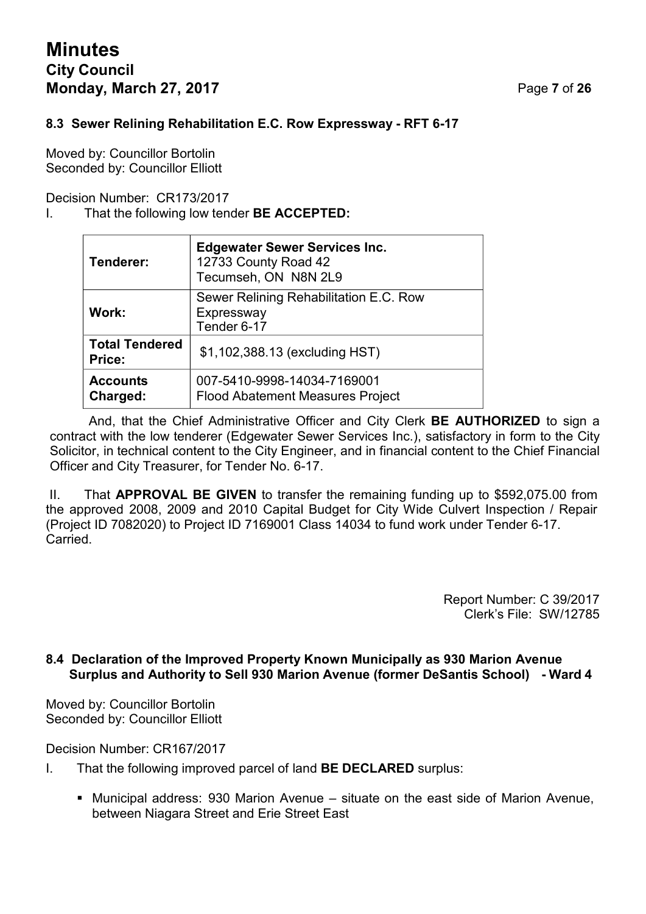### 8.3 Sewer Relining Rehabilitation E.C. Row Expressway - RFT 6-17

Moved by: Councillor Bortolin
Seconded by: Councillor Elliott

Decision Number: CR173/2017

I. That the following low tender **BE ACCEPTED:**

| | |
|---|---|
| **Tenderer:** | **Edgewater Sewer Services Inc.** 12733 County Road 42 Tecumseh, ON N8N 2L9 |
| **Work:** | Sewer Relining Rehabilitation E.C. Row Expressway Tender 6-17 |
| **Total Tendered Price:** | $1,102,388.13 (excluding HST) |
| **Accounts Charged:** | 007-5410-9998-14034-7169001 Flood Abatement Measures Project |

And, that the Chief Administrative Officer and City Clerk **BE AUTHORIZED** to sign a contract with the low tenderer (Edgewater Sewer Services Inc.), satisfactory in form to the City Solicitor, in technical content to the City Engineer, and in financial content to the Chief Financial Officer and City Treasurer, for Tender No. 6-17.

II. That **APPROVAL BE GIVEN** to transfer the remaining funding up to $592,075.00 from the approved 2008, 2009 and 2010 Capital Budget for City Wide Culvert Inspection / Repair (Project ID 7082020) to Project ID 7169001 Class 14034 to fund work under Tender 6-17.
Carried.

Report Number: C 39/2017
Clerk's File: SW/12785

### 8.4 Declaration of the Improved Property Known Municipally as 930 Marion Avenue Surplus and Authority to Sell 930 Marion Avenue (former DeSantis School) - Ward 4

Moved by: Councillor Bortolin
Seconded by: Councillor Elliott

Decision Number: CR167/2017

I. That the following improved parcel of land **BE DECLARED** surplus:

- Municipal address: 930 Marion Avenue – situate on the east side of Marion Avenue, between Niagara Street and Erie Street East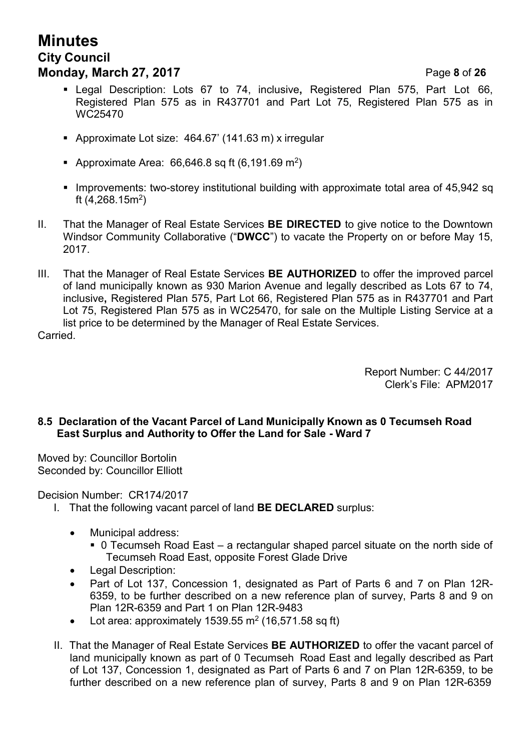- Legal Description: Lots 67 to 74, inclusive**,** Registered Plan 575, Part Lot 66, Registered Plan 575 as in R437701 and Part Lot 75, Registered Plan 575 as in WC25470
- Approximate Lot size: 464.67' (141.63 m) x irregular
- Approximate Area: 66,646.8 sq ft (6,191.69 $m^2$)
- Improvements: two-storey institutional building with approximate total area of 45,942 sq ft (4,268.15$m^2$)

II. That the Manager of Real Estate Services **BE DIRECTED** to give notice to the Downtown Windsor Community Collaborative ("**DWCC**") to vacate the Property on or before May 15, 2017.

III. That the Manager of Real Estate Services **BE AUTHORIZED** to offer the improved parcel of land municipally known as 930 Marion Avenue and legally described as Lots 67 to 74, inclusive**,** Registered Plan 575, Part Lot 66, Registered Plan 575 as in R437701 and Part Lot 75, Registered Plan 575 as in WC25470, for sale on the Multiple Listing Service at a list price to be determined by the Manager of Real Estate Services.

Carried.

Report Number: C 44/2017
Clerk's File: APM2017

### 8.5 Declaration of the Vacant Parcel of Land Municipally Known as 0 Tecumseh Road East Surplus and Authority to Offer the Land for Sale - Ward 7

Moved by: Councillor Bortolin
Seconded by: Councillor Elliott

Decision Number: CR174/2017

I. That the following vacant parcel of land **BE DECLARED** surplus:

- Municipal address:
  - 0 Tecumseh Road East – a rectangular shaped parcel situate on the north side of Tecumseh Road East, opposite Forest Glade Drive
- Legal Description:
- Part of Lot 137, Concession 1, designated as Part of Parts 6 and 7 on Plan 12R-6359, to be further described on a new reference plan of survey, Parts 8 and 9 on Plan 12R-6359 and Part 1 on Plan 12R-9483
- Lot area: approximately 1539.55 $m^2$ (16,571.58 sq ft)

II. That the Manager of Real Estate Services **BE AUTHORIZED** to offer the vacant parcel of land municipally known as part of 0 Tecumseh Road East and legally described as Part of Lot 137, Concession 1, designated as Part of Parts 6 and 7 on Plan 12R-6359, to be further described on a new reference plan of survey, Parts 8 and 9 on Plan 12R-6359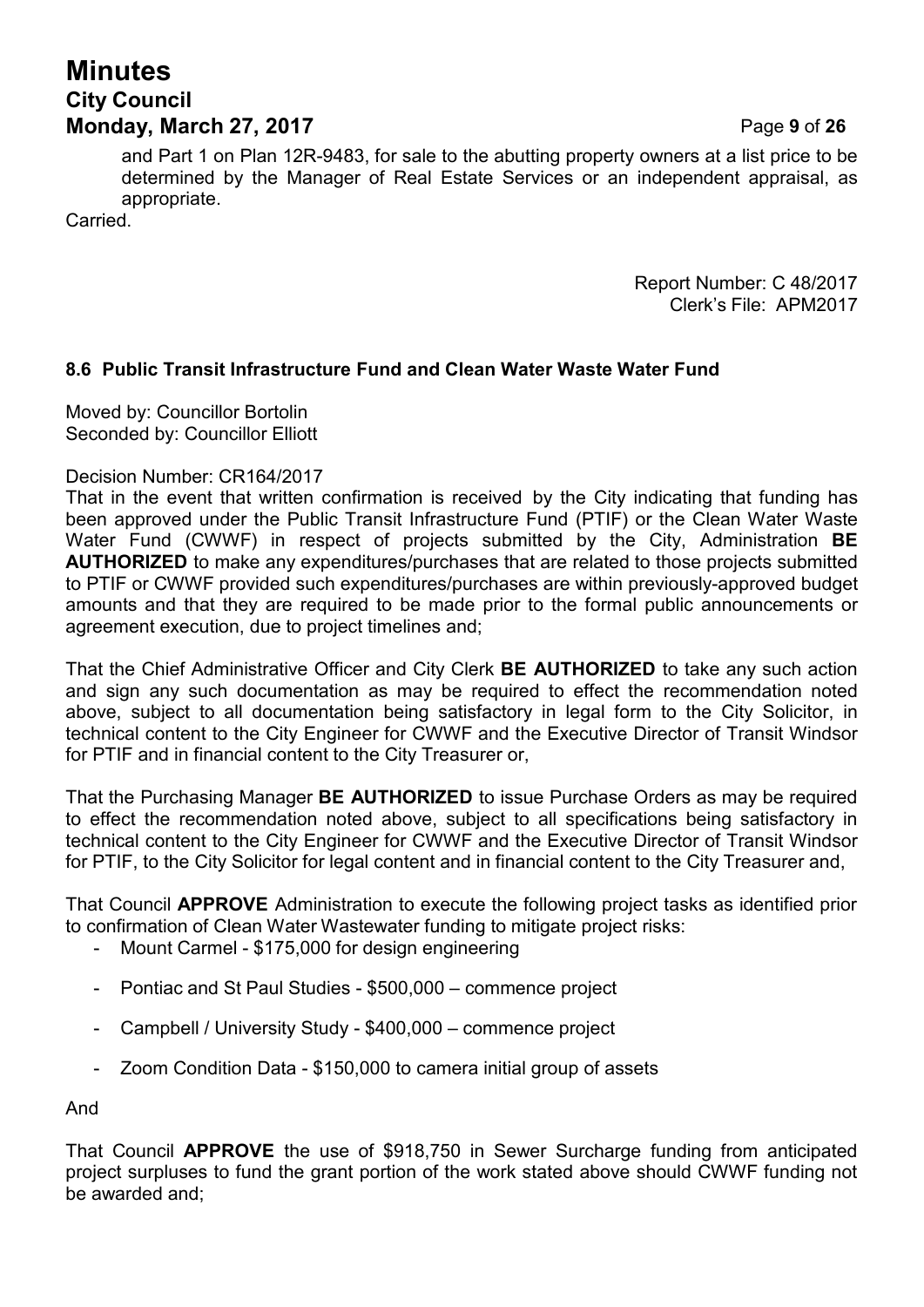and Part 1 on Plan 12R-9483, for sale to the abutting property owners at a list price to be determined by the Manager of Real Estate Services or an independent appraisal, as appropriate.

Carried.

Report Number: C 48/2017
Clerk's File: APM2017

### 8.6 Public Transit Infrastructure Fund and Clean Water Waste Water Fund

Moved by: Councillor Bortolin
Seconded by: Councillor Elliott

Decision Number: CR164/2017
That in the event that written confirmation is received by the City indicating that funding has been approved under the Public Transit Infrastructure Fund (PTIF) or the Clean Water Waste Water Fund (CWWF) in respect of projects submitted by the City, Administration **BE AUTHORIZED** to make any expenditures/purchases that are related to those projects submitted to PTIF or CWWF provided such expenditures/purchases are within previously-approved budget amounts and that they are required to be made prior to the formal public announcements or agreement execution, due to project timelines and;

That the Chief Administrative Officer and City Clerk **BE AUTHORIZED** to take any such action and sign any such documentation as may be required to effect the recommendation noted above, subject to all documentation being satisfactory in legal form to the City Solicitor, in technical content to the City Engineer for CWWF and the Executive Director of Transit Windsor for PTIF and in financial content to the City Treasurer or,

That the Purchasing Manager **BE AUTHORIZED** to issue Purchase Orders as may be required to effect the recommendation noted above, subject to all specifications being satisfactory in technical content to the City Engineer for CWWF and the Executive Director of Transit Windsor for PTIF, to the City Solicitor for legal content and in financial content to the City Treasurer and,

That Council **APPROVE** Administration to execute the following project tasks as identified prior to confirmation of Clean Water Wastewater funding to mitigate project risks:

- Mount Carmel - $175,000 for design engineering
- Pontiac and St Paul Studies - $500,000 – commence project
- Campbell / University Study - $400,000 – commence project
- Zoom Condition Data - $150,000 to camera initial group of assets

And

That Council **APPROVE** the use of $918,750 in Sewer Surcharge funding from anticipated project surpluses to fund the grant portion of the work stated above should CWWF funding not be awarded and;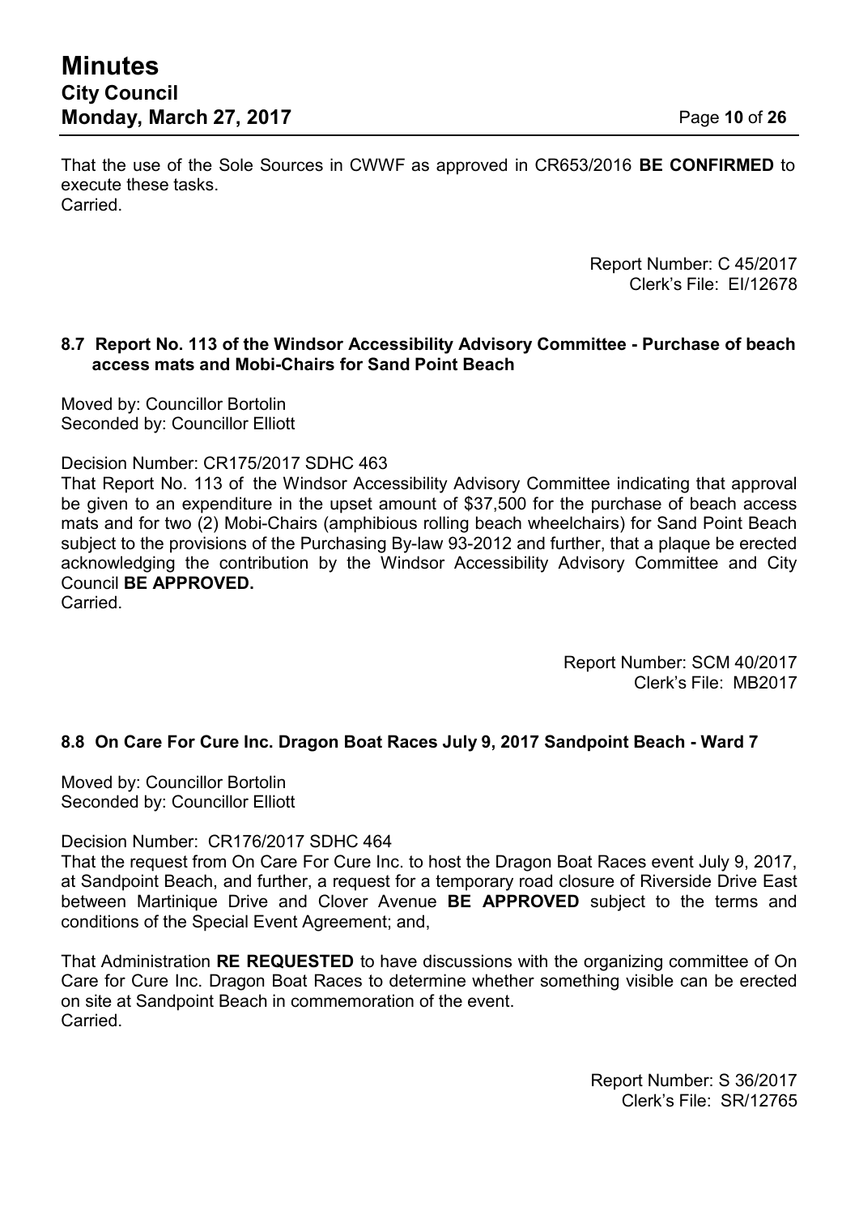That the use of the Sole Sources in CWWF as approved in CR653/2016 **BE CONFIRMED** to execute these tasks.
Carried.

Report Number: C 45/2017
Clerk's File: EI/12678

### 8.7 Report No. 113 of the Windsor Accessibility Advisory Committee - Purchase of beach access mats and Mobi-Chairs for Sand Point Beach

Moved by: Councillor Bortolin
Seconded by: Councillor Elliott

Decision Number: CR175/2017 SDHC 463
That Report No. 113 of the Windsor Accessibility Advisory Committee indicating that approval be given to an expenditure in the upset amount of $37,500 for the purchase of beach access mats and for two (2) Mobi-Chairs (amphibious rolling beach wheelchairs) for Sand Point Beach subject to the provisions of the Purchasing By-law 93-2012 and further, that a plaque be erected acknowledging the contribution by the Windsor Accessibility Advisory Committee and City Council **BE APPROVED.**
Carried.

Report Number: SCM 40/2017
Clerk's File: MB2017

### 8.8 On Care For Cure Inc. Dragon Boat Races July 9, 2017 Sandpoint Beach - Ward 7

Moved by: Councillor Bortolin
Seconded by: Councillor Elliott

Decision Number: CR176/2017 SDHC 464
That the request from On Care For Cure Inc. to host the Dragon Boat Races event July 9, 2017, at Sandpoint Beach, and further, a request for a temporary road closure of Riverside Drive East between Martinique Drive and Clover Avenue **BE APPROVED** subject to the terms and conditions of the Special Event Agreement; and,

That Administration **RE REQUESTED** to have discussions with the organizing committee of On Care for Cure Inc. Dragon Boat Races to determine whether something visible can be erected on site at Sandpoint Beach in commemoration of the event.
Carried.

Report Number: S 36/2017
Clerk's File: SR/12765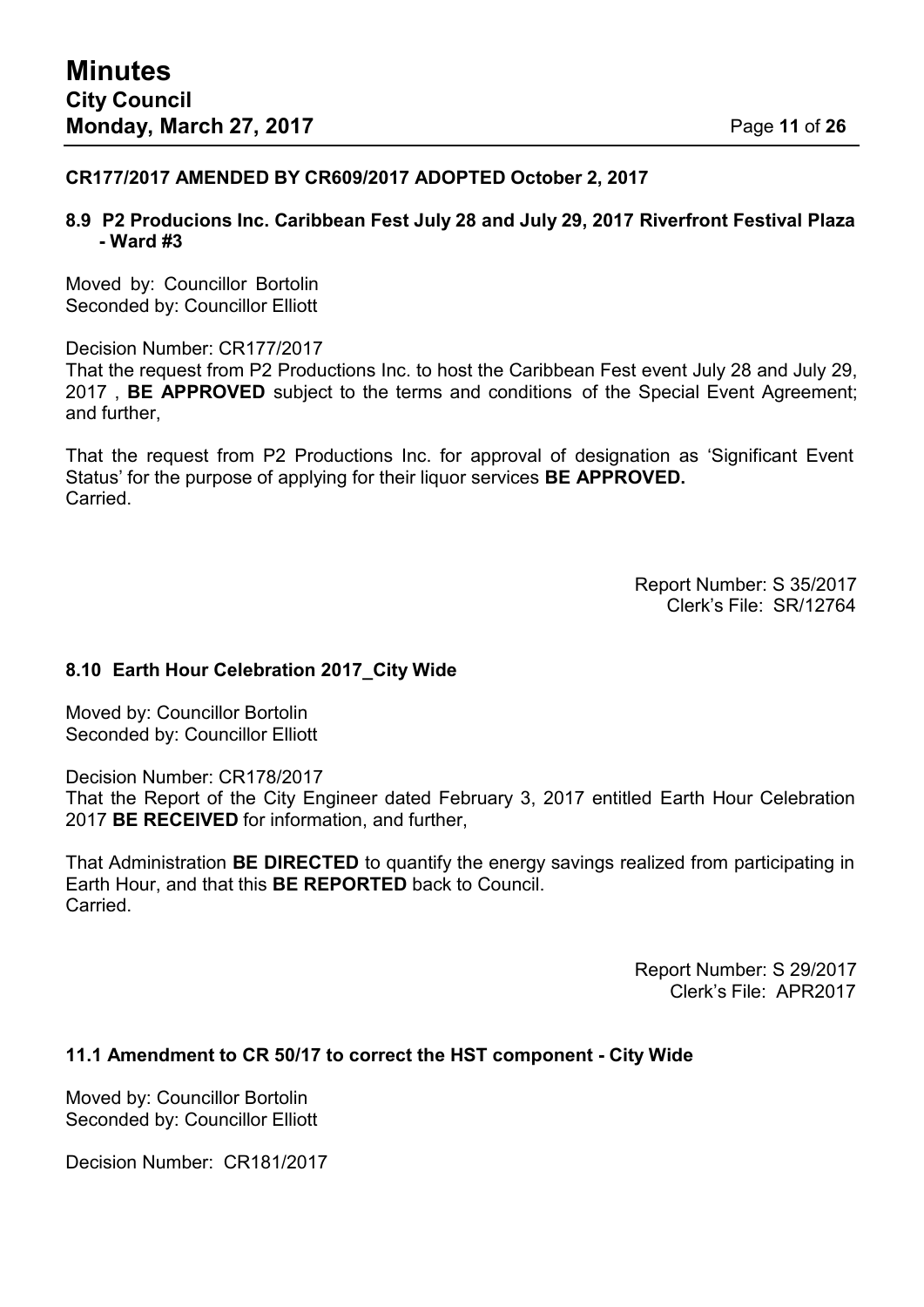**CR177/2017 AMENDED BY CR609/2017 ADOPTED October 2, 2017**

### 8.9 P2 Producions Inc. Caribbean Fest July 28 and July 29, 2017 Riverfront Festival Plaza - Ward #3

Moved by: Councillor Bortolin
Seconded by: Councillor Elliott

Decision Number: CR177/2017
That the request from P2 Productions Inc. to host the Caribbean Fest event July 28 and July 29, 2017 , **BE APPROVED** subject to the terms and conditions of the Special Event Agreement; and further,

That the request from P2 Productions Inc. for approval of designation as 'Significant Event Status' for the purpose of applying for their liquor services **BE APPROVED.**
Carried.

Report Number: S 35/2017
Clerk's File: SR/12764

### 8.10 Earth Hour Celebration 2017_City Wide

Moved by: Councillor Bortolin
Seconded by: Councillor Elliott

Decision Number: CR178/2017
That the Report of the City Engineer dated February 3, 2017 entitled Earth Hour Celebration 2017 **BE RECEIVED** for information, and further,

That Administration **BE DIRECTED** to quantify the energy savings realized from participating in Earth Hour, and that this **BE REPORTED** back to Council.
Carried.

Report Number: S 29/2017
Clerk's File: APR2017

### 11.1 Amendment to CR 50/17 to correct the HST component - City Wide

Moved by: Councillor Bortolin
Seconded by: Councillor Elliott

Decision Number: CR181/2017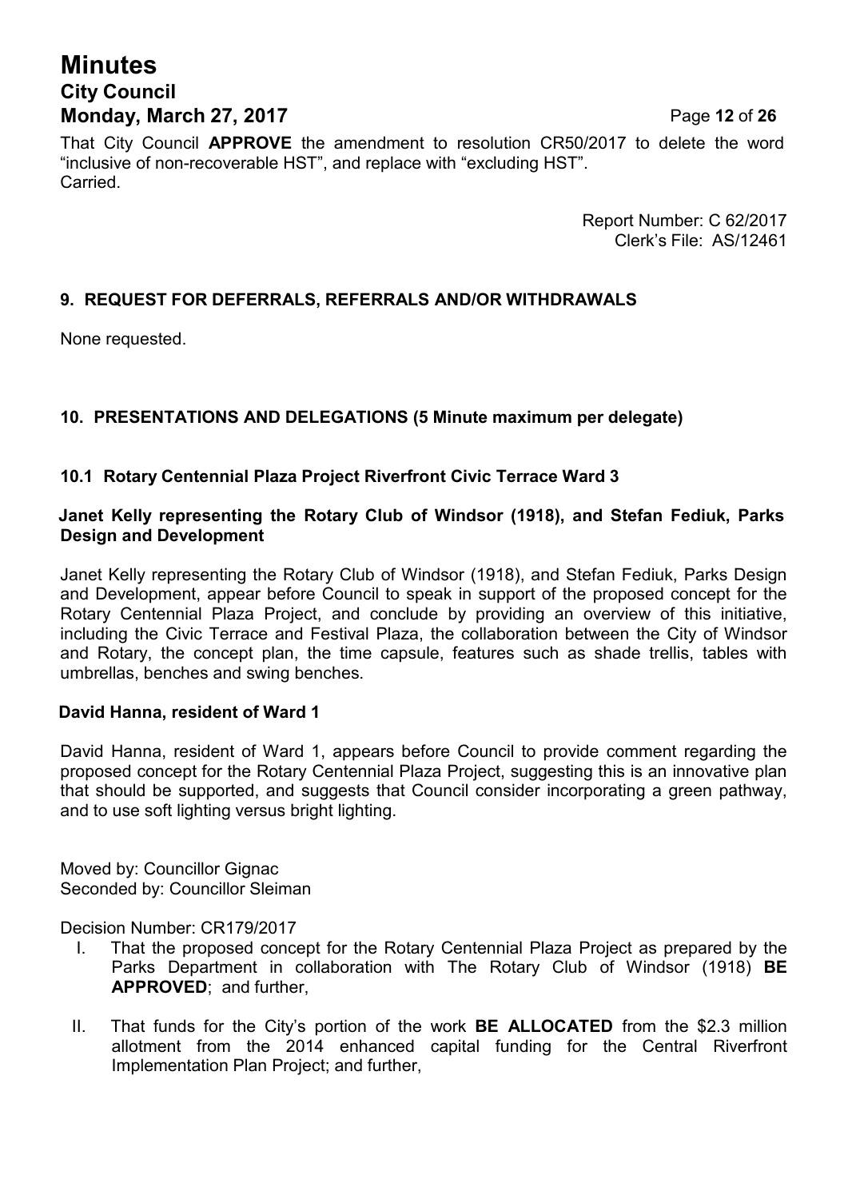That City Council **APPROVE** the amendment to resolution CR50/2017 to delete the word "inclusive of non-recoverable HST", and replace with "excluding HST".
Carried.

Report Number: C 62/2017
Clerk's File: AS/12461

## 9. REQUEST FOR DEFERRALS, REFERRALS AND/OR WITHDRAWALS

None requested.

## 10. PRESENTATIONS AND DELEGATIONS (5 Minute maximum per delegate)

### 10.1 Rotary Centennial Plaza Project Riverfront Civic Terrace Ward 3

**Janet Kelly representing the Rotary Club of Windsor (1918), and Stefan Fediuk, Parks Design and Development**

Janet Kelly representing the Rotary Club of Windsor (1918), and Stefan Fediuk, Parks Design and Development, appear before Council to speak in support of the proposed concept for the Rotary Centennial Plaza Project, and conclude by providing an overview of this initiative, including the Civic Terrace and Festival Plaza, the collaboration between the City of Windsor and Rotary, the concept plan, the time capsule, features such as shade trellis, tables with umbrellas, benches and swing benches.

**David Hanna, resident of Ward 1**

David Hanna, resident of Ward 1, appears before Council to provide comment regarding the proposed concept for the Rotary Centennial Plaza Project, suggesting this is an innovative plan that should be supported, and suggests that Council consider incorporating a green pathway, and to use soft lighting versus bright lighting.

Moved by: Councillor Gignac
Seconded by: Councillor Sleiman

Decision Number: CR179/2017

I. That the proposed concept for the Rotary Centennial Plaza Project as prepared by the Parks Department in collaboration with The Rotary Club of Windsor (1918) **BE APPROVED**; and further,

II. That funds for the City's portion of the work **BE ALLOCATED** from the $2.3 million allotment from the 2014 enhanced capital funding for the Central Riverfront Implementation Plan Project; and further,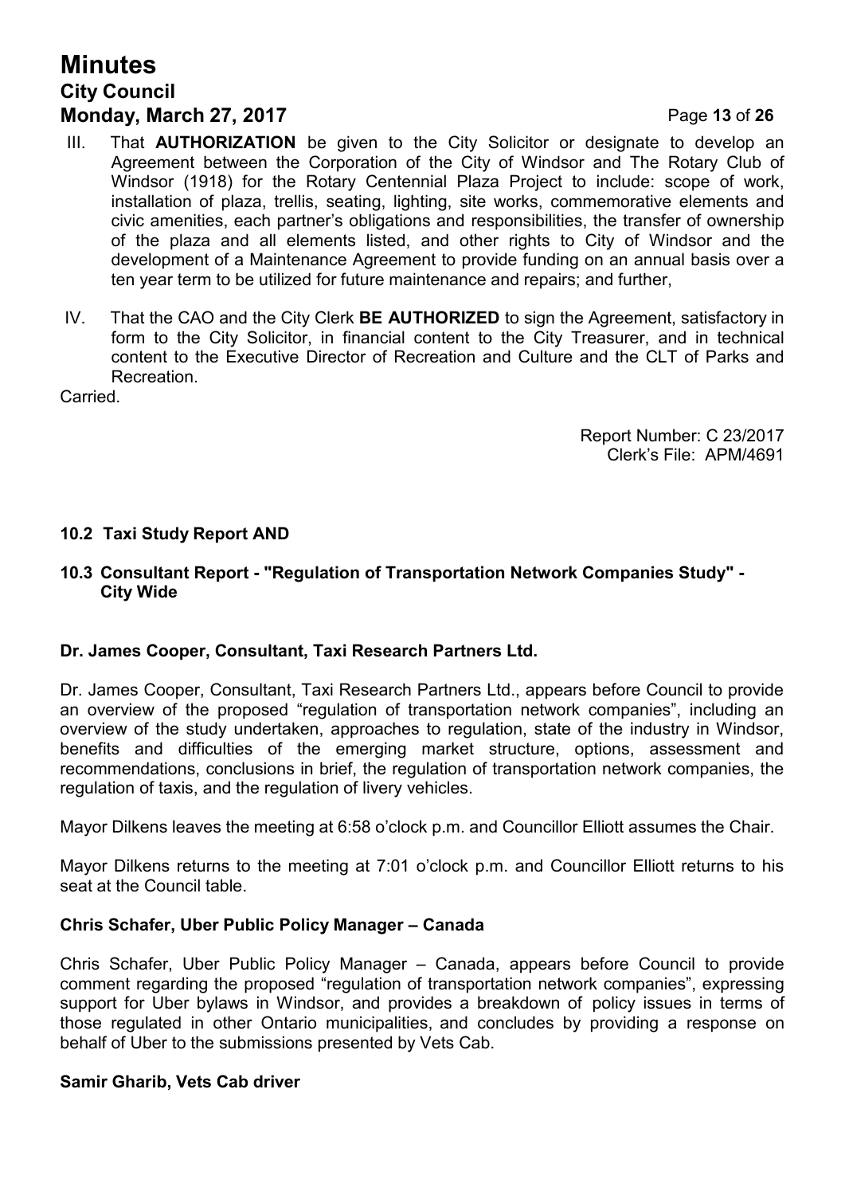III. That **AUTHORIZATION** be given to the City Solicitor or designate to develop an Agreement between the Corporation of the City of Windsor and The Rotary Club of Windsor (1918) for the Rotary Centennial Plaza Project to include: scope of work, installation of plaza, trellis, seating, lighting, site works, commemorative elements and civic amenities, each partner's obligations and responsibilities, the transfer of ownership of the plaza and all elements listed, and other rights to City of Windsor and the development of a Maintenance Agreement to provide funding on an annual basis over a ten year term to be utilized for future maintenance and repairs; and further,

IV. That the CAO and the City Clerk **BE AUTHORIZED** to sign the Agreement, satisfactory in form to the City Solicitor, in financial content to the City Treasurer, and in technical content to the Executive Director of Recreation and Culture and the CLT of Parks and Recreation.

Carried.

Report Number: C 23/2017
Clerk's File: APM/4691

### 10.2 Taxi Study Report AND

### 10.3 Consultant Report - "Regulation of Transportation Network Companies Study" - City Wide

**Dr. James Cooper, Consultant, Taxi Research Partners Ltd.**

Dr. James Cooper, Consultant, Taxi Research Partners Ltd., appears before Council to provide an overview of the proposed "regulation of transportation network companies", including an overview of the study undertaken, approaches to regulation, state of the industry in Windsor, benefits and difficulties of the emerging market structure, options, assessment and recommendations, conclusions in brief, the regulation of transportation network companies, the regulation of taxis, and the regulation of livery vehicles.

Mayor Dilkens leaves the meeting at 6:58 o'clock p.m. and Councillor Elliott assumes the Chair.

Mayor Dilkens returns to the meeting at 7:01 o'clock p.m. and Councillor Elliott returns to his seat at the Council table.

**Chris Schafer, Uber Public Policy Manager – Canada**

Chris Schafer, Uber Public Policy Manager – Canada, appears before Council to provide comment regarding the proposed "regulation of transportation network companies", expressing support for Uber bylaws in Windsor, and provides a breakdown of policy issues in terms of those regulated in other Ontario municipalities, and concludes by providing a response on behalf of Uber to the submissions presented by Vets Cab.

**Samir Gharib, Vets Cab driver**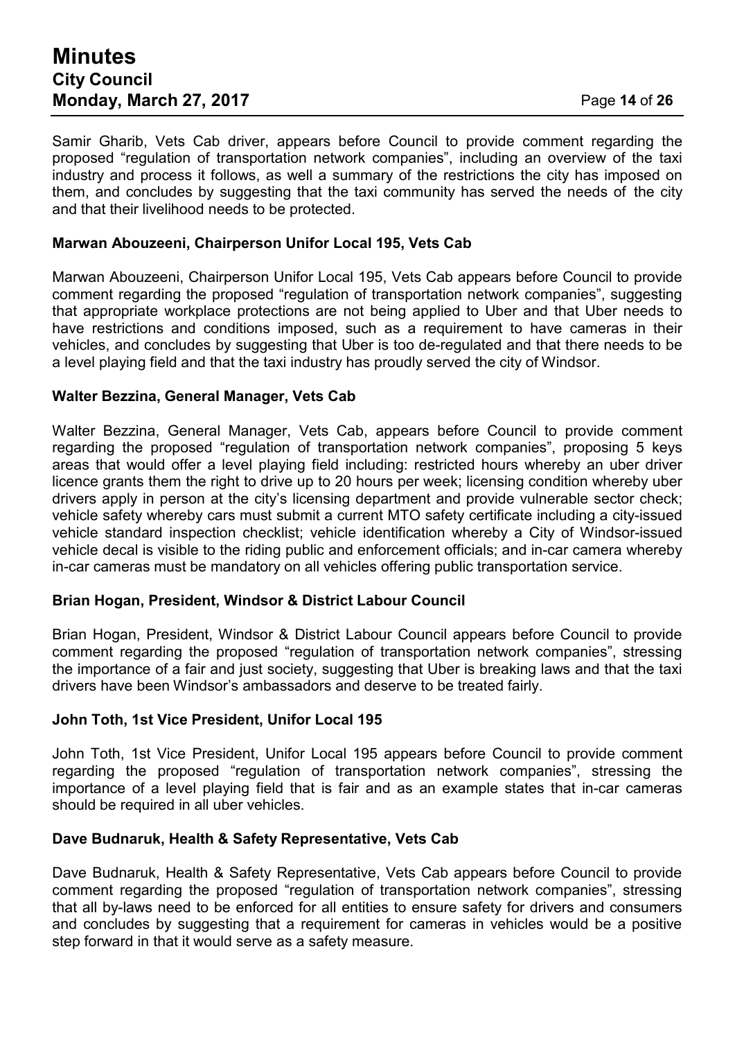Samir Gharib, Vets Cab driver, appears before Council to provide comment regarding the proposed "regulation of transportation network companies", including an overview of the taxi industry and process it follows, as well a summary of the restrictions the city has imposed on them, and concludes by suggesting that the taxi community has served the needs of the city and that their livelihood needs to be protected.

**Marwan Abouzeeni, Chairperson Unifor Local 195, Vets Cab**

Marwan Abouzeeni, Chairperson Unifor Local 195, Vets Cab appears before Council to provide comment regarding the proposed "regulation of transportation network companies", suggesting that appropriate workplace protections are not being applied to Uber and that Uber needs to have restrictions and conditions imposed, such as a requirement to have cameras in their vehicles, and concludes by suggesting that Uber is too de-regulated and that there needs to be a level playing field and that the taxi industry has proudly served the city of Windsor.

**Walter Bezzina, General Manager, Vets Cab**

Walter Bezzina, General Manager, Vets Cab, appears before Council to provide comment regarding the proposed "regulation of transportation network companies", proposing 5 keys areas that would offer a level playing field including: restricted hours whereby an uber driver licence grants them the right to drive up to 20 hours per week; licensing condition whereby uber drivers apply in person at the city's licensing department and provide vulnerable sector check; vehicle safety whereby cars must submit a current MTO safety certificate including a city-issued vehicle standard inspection checklist; vehicle identification whereby a City of Windsor-issued vehicle decal is visible to the riding public and enforcement officials; and in-car camera whereby in-car cameras must be mandatory on all vehicles offering public transportation service.

**Brian Hogan, President, Windsor & District Labour Council**

Brian Hogan, President, Windsor & District Labour Council appears before Council to provide comment regarding the proposed "regulation of transportation network companies", stressing the importance of a fair and just society, suggesting that Uber is breaking laws and that the taxi drivers have been Windsor's ambassadors and deserve to be treated fairly.

**John Toth, 1st Vice President, Unifor Local 195**

John Toth, 1st Vice President, Unifor Local 195 appears before Council to provide comment regarding the proposed "regulation of transportation network companies", stressing the importance of a level playing field that is fair and as an example states that in-car cameras should be required in all uber vehicles.

**Dave Budnaruk, Health & Safety Representative, Vets Cab**

Dave Budnaruk, Health & Safety Representative, Vets Cab appears before Council to provide comment regarding the proposed "regulation of transportation network companies", stressing that all by-laws need to be enforced for all entities to ensure safety for drivers and consumers and concludes by suggesting that a requirement for cameras in vehicles would be a positive step forward in that it would serve as a safety measure.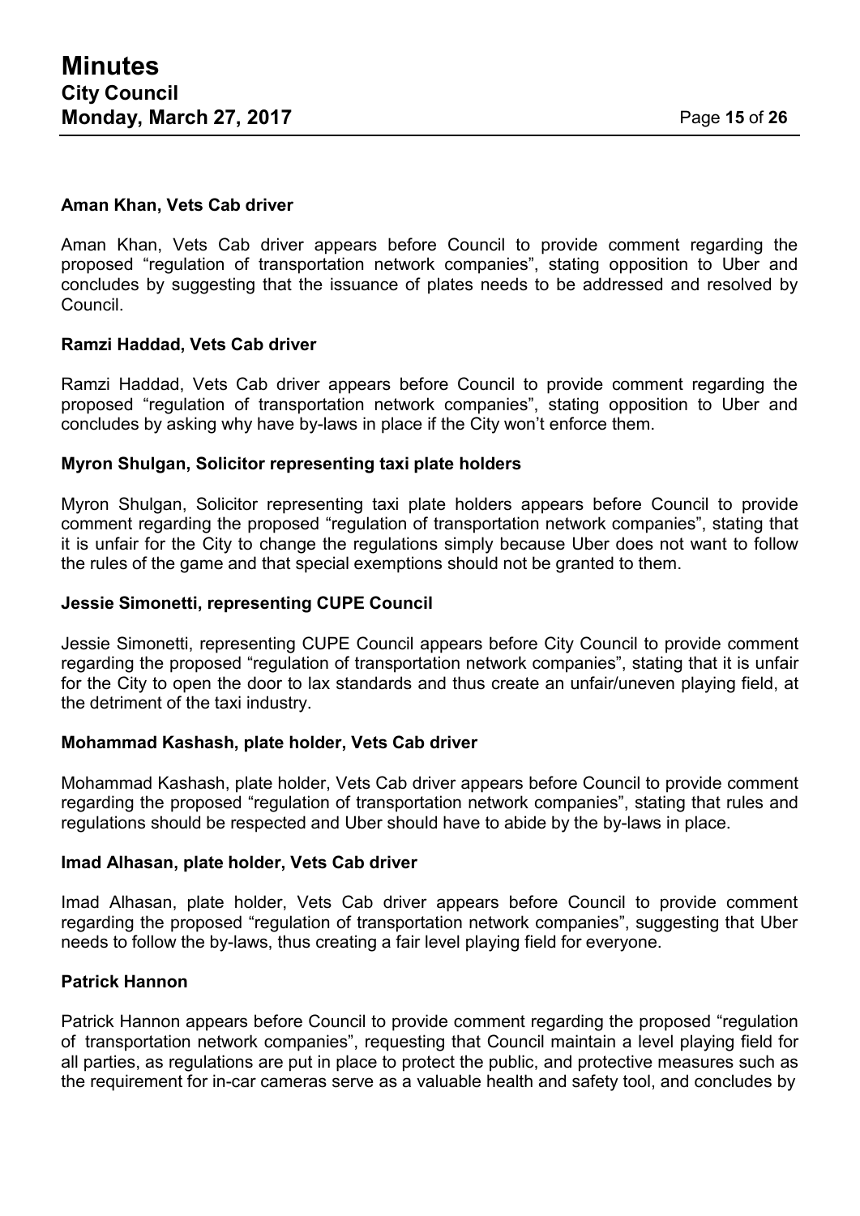**Aman Khan, Vets Cab driver**

Aman Khan, Vets Cab driver appears before Council to provide comment regarding the proposed "regulation of transportation network companies", stating opposition to Uber and concludes by suggesting that the issuance of plates needs to be addressed and resolved by Council.

**Ramzi Haddad, Vets Cab driver**

Ramzi Haddad, Vets Cab driver appears before Council to provide comment regarding the proposed "regulation of transportation network companies", stating opposition to Uber and concludes by asking why have by-laws in place if the City won't enforce them.

**Myron Shulgan, Solicitor representing taxi plate holders**

Myron Shulgan, Solicitor representing taxi plate holders appears before Council to provide comment regarding the proposed "regulation of transportation network companies", stating that it is unfair for the City to change the regulations simply because Uber does not want to follow the rules of the game and that special exemptions should not be granted to them.

**Jessie Simonetti, representing CUPE Council**

Jessie Simonetti, representing CUPE Council appears before City Council to provide comment regarding the proposed "regulation of transportation network companies", stating that it is unfair for the City to open the door to lax standards and thus create an unfair/uneven playing field, at the detriment of the taxi industry.

**Mohammad Kashash, plate holder, Vets Cab driver**

Mohammad Kashash, plate holder, Vets Cab driver appears before Council to provide comment regarding the proposed "regulation of transportation network companies", stating that rules and regulations should be respected and Uber should have to abide by the by-laws in place.

**Imad Alhasan, plate holder, Vets Cab driver**

Imad Alhasan, plate holder, Vets Cab driver appears before Council to provide comment regarding the proposed "regulation of transportation network companies", suggesting that Uber needs to follow the by-laws, thus creating a fair level playing field for everyone.

**Patrick Hannon**

Patrick Hannon appears before Council to provide comment regarding the proposed "regulation of transportation network companies", requesting that Council maintain a level playing field for all parties, as regulations are put in place to protect the public, and protective measures such as the requirement for in-car cameras serve as a valuable health and safety tool, and concludes by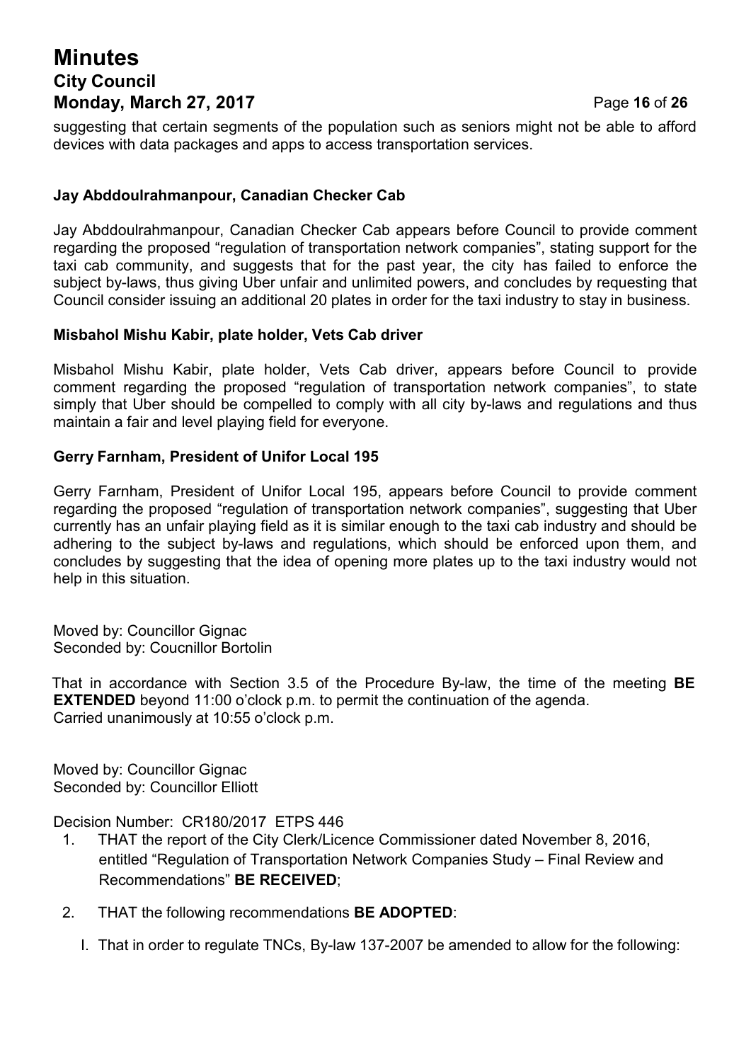suggesting that certain segments of the population such as seniors might not be able to afford devices with data packages and apps to access transportation services.

**Jay Abddoulrahmanpour, Canadian Checker Cab**

Jay Abddoulrahmanpour, Canadian Checker Cab appears before Council to provide comment regarding the proposed "regulation of transportation network companies", stating support for the taxi cab community, and suggests that for the past year, the city has failed to enforce the subject by-laws, thus giving Uber unfair and unlimited powers, and concludes by requesting that Council consider issuing an additional 20 plates in order for the taxi industry to stay in business.

**Misbahol Mishu Kabir, plate holder, Vets Cab driver**

Misbahol Mishu Kabir, plate holder, Vets Cab driver, appears before Council to provide comment regarding the proposed "regulation of transportation network companies", to state simply that Uber should be compelled to comply with all city by-laws and regulations and thus maintain a fair and level playing field for everyone.

**Gerry Farnham, President of Unifor Local 195**

Gerry Farnham, President of Unifor Local 195, appears before Council to provide comment regarding the proposed "regulation of transportation network companies", suggesting that Uber currently has an unfair playing field as it is similar enough to the taxi cab industry and should be adhering to the subject by-laws and regulations, which should be enforced upon them, and concludes by suggesting that the idea of opening more plates up to the taxi industry would not help in this situation.

Moved by: Councillor Gignac
Seconded by: Coucnillor Bortolin

That in accordance with Section 3.5 of the Procedure By-law, the time of the meeting **BE EXTENDED** beyond 11:00 o'clock p.m. to permit the continuation of the agenda.
Carried unanimously at 10:55 o'clock p.m.

Moved by: Councillor Gignac
Seconded by: Councillor Elliott

Decision Number: CR180/2017 ETPS 446

1. THAT the report of the City Clerk/Licence Commissioner dated November 8, 2016, entitled "Regulation of Transportation Network Companies Study – Final Review and Recommendations" **BE RECEIVED**;
2. THAT the following recommendations **BE ADOPTED**:
   I. That in order to regulate TNCs, By-law 137-2007 be amended to allow for the following: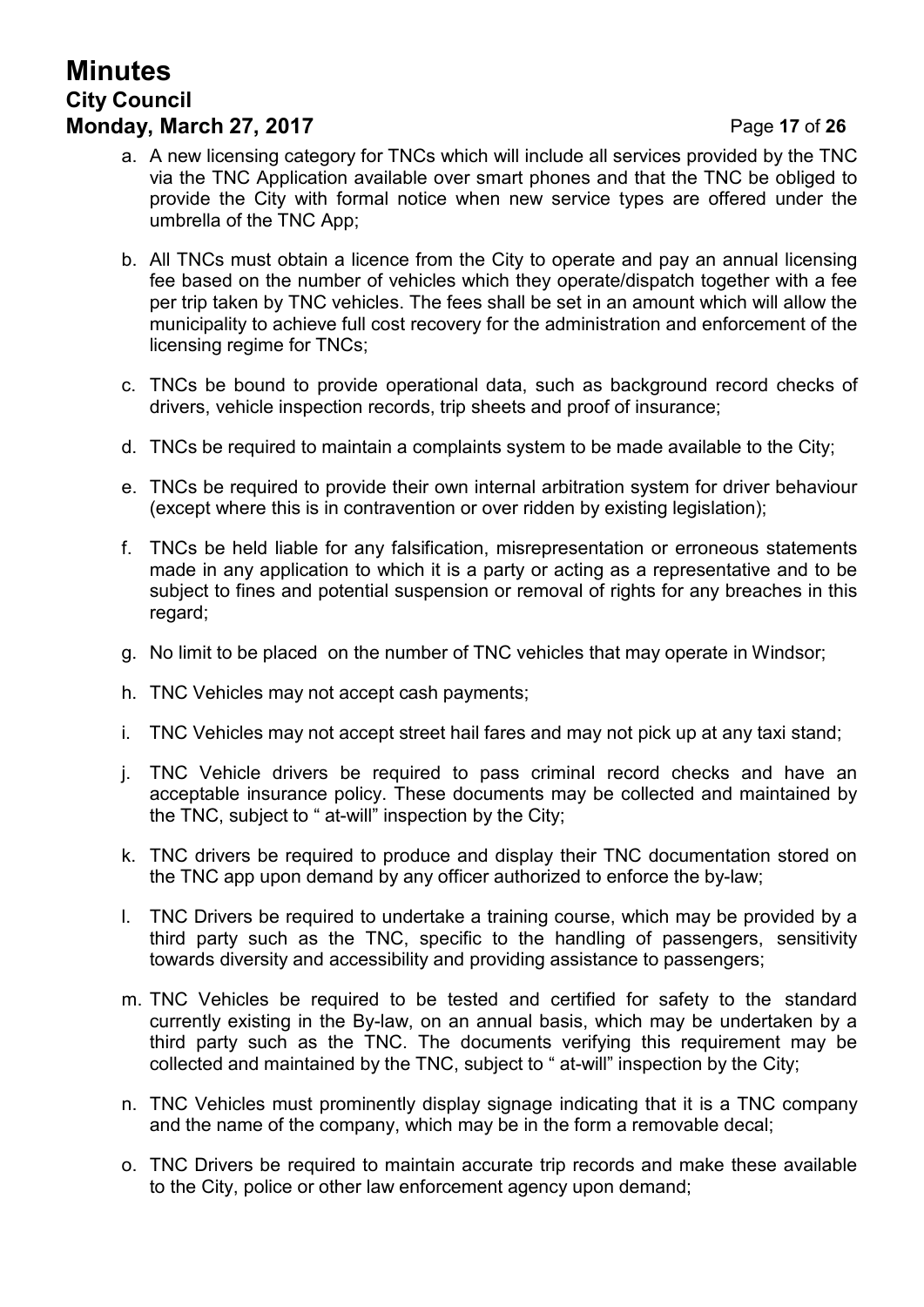a. A new licensing category for TNCs which will include all services provided by the TNC via the TNC Application available over smart phones and that the TNC be obliged to provide the City with formal notice when new service types are offered under the umbrella of the TNC App;

b. All TNCs must obtain a licence from the City to operate and pay an annual licensing fee based on the number of vehicles which they operate/dispatch together with a fee per trip taken by TNC vehicles. The fees shall be set in an amount which will allow the municipality to achieve full cost recovery for the administration and enforcement of the licensing regime for TNCs;

c. TNCs be bound to provide operational data, such as background record checks of drivers, vehicle inspection records, trip sheets and proof of insurance;

d. TNCs be required to maintain a complaints system to be made available to the City;

e. TNCs be required to provide their own internal arbitration system for driver behaviour (except where this is in contravention or over ridden by existing legislation);

f. TNCs be held liable for any falsification, misrepresentation or erroneous statements made in any application to which it is a party or acting as a representative and to be subject to fines and potential suspension or removal of rights for any breaches in this regard;

g. No limit to be placed on the number of TNC vehicles that may operate in Windsor;

h. TNC Vehicles may not accept cash payments;

i. TNC Vehicles may not accept street hail fares and may not pick up at any taxi stand;

j. TNC Vehicle drivers be required to pass criminal record checks and have an acceptable insurance policy. These documents may be collected and maintained by the TNC, subject to " at-will" inspection by the City;

k. TNC drivers be required to produce and display their TNC documentation stored on the TNC app upon demand by any officer authorized to enforce the by-law;

l. TNC Drivers be required to undertake a training course, which may be provided by a third party such as the TNC, specific to the handling of passengers, sensitivity towards diversity and accessibility and providing assistance to passengers;

m. TNC Vehicles be required to be tested and certified for safety to the standard currently existing in the By-law, on an annual basis, which may be undertaken by a third party such as the TNC. The documents verifying this requirement may be collected and maintained by the TNC, subject to " at-will" inspection by the City;

n. TNC Vehicles must prominently display signage indicating that it is a TNC company and the name of the company, which may be in the form a removable decal;

o. TNC Drivers be required to maintain accurate trip records and make these available to the City, police or other law enforcement agency upon demand;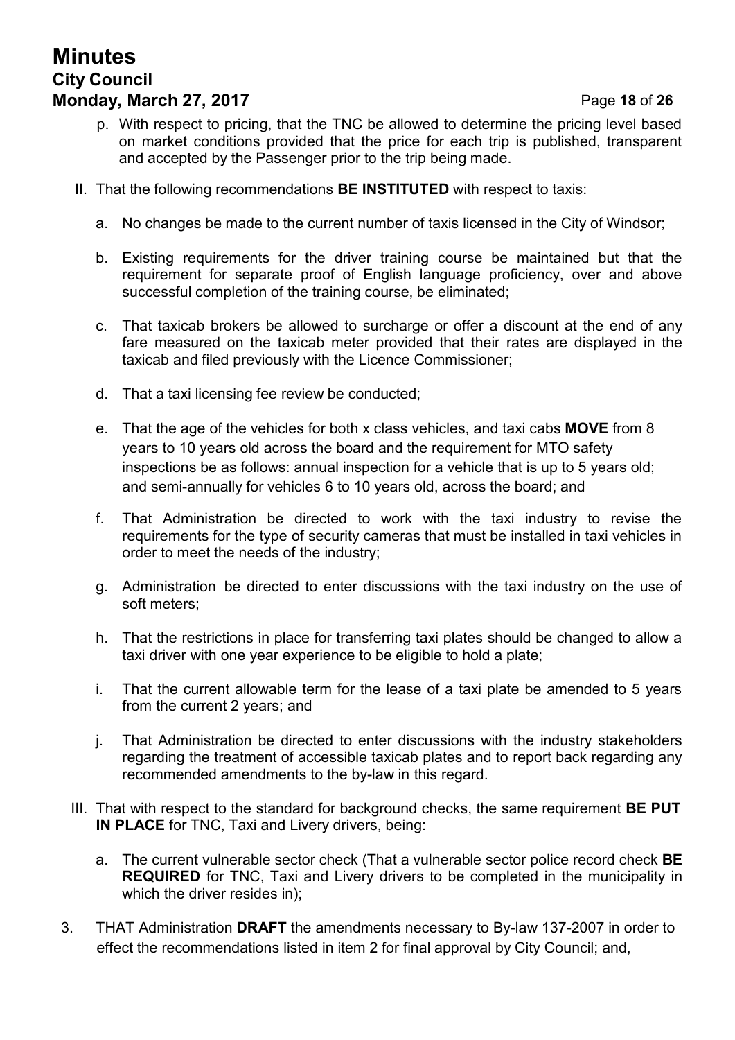p. With respect to pricing, that the TNC be allowed to determine the pricing level based on market conditions provided that the price for each trip is published, transparent and accepted by the Passenger prior to the trip being made.

II. That the following recommendations **BE INSTITUTED** with respect to taxis:

a. No changes be made to the current number of taxis licensed in the City of Windsor;

b. Existing requirements for the driver training course be maintained but that the requirement for separate proof of English language proficiency, over and above successful completion of the training course, be eliminated;

c. That taxicab brokers be allowed to surcharge or offer a discount at the end of any fare measured on the taxicab meter provided that their rates are displayed in the taxicab and filed previously with the Licence Commissioner;

d. That a taxi licensing fee review be conducted;

e. That the age of the vehicles for both x class vehicles, and taxi cabs **MOVE** from 8 years to 10 years old across the board and the requirement for MTO safety inspections be as follows: annual inspection for a vehicle that is up to 5 years old; and semi-annually for vehicles 6 to 10 years old, across the board; and

f. That Administration be directed to work with the taxi industry to revise the requirements for the type of security cameras that must be installed in taxi vehicles in order to meet the needs of the industry;

g. Administration be directed to enter discussions with the taxi industry on the use of soft meters;

h. That the restrictions in place for transferring taxi plates should be changed to allow a taxi driver with one year experience to be eligible to hold a plate;

i. That the current allowable term for the lease of a taxi plate be amended to 5 years from the current 2 years; and

j. That Administration be directed to enter discussions with the industry stakeholders regarding the treatment of accessible taxicab plates and to report back regarding any recommended amendments to the by-law in this regard.

III. That with respect to the standard for background checks, the same requirement **BE PUT IN PLACE** for TNC, Taxi and Livery drivers, being:

a. The current vulnerable sector check (That a vulnerable sector police record check **BE REQUIRED** for TNC, Taxi and Livery drivers to be completed in the municipality in which the driver resides in);

3. THAT Administration **DRAFT** the amendments necessary to By-law 137-2007 in order to effect the recommendations listed in item 2 for final approval by City Council; and,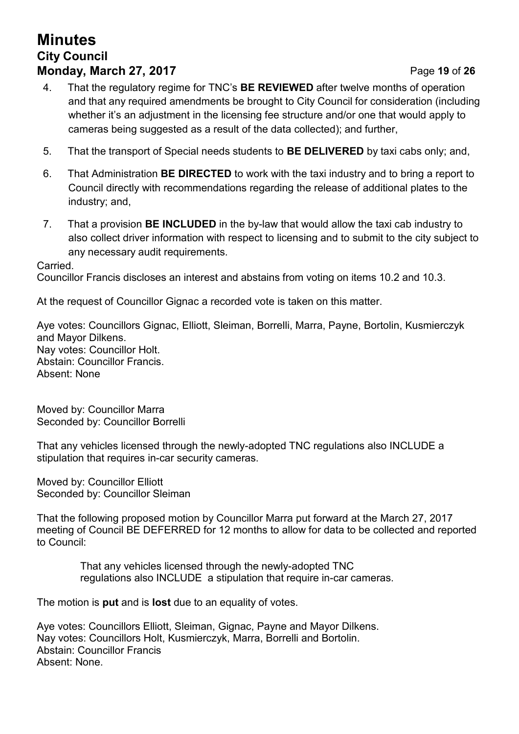4. That the regulatory regime for TNC's **BE REVIEWED** after twelve months of operation and that any required amendments be brought to City Council for consideration (including whether it's an adjustment in the licensing fee structure and/or one that would apply to cameras being suggested as a result of the data collected); and further,

5. That the transport of Special needs students to **BE DELIVERED** by taxi cabs only; and,

6. That Administration **BE DIRECTED** to work with the taxi industry and to bring a report to Council directly with recommendations regarding the release of additional plates to the industry; and,

7. That a provision **BE INCLUDED** in the by-law that would allow the taxi cab industry to also collect driver information with respect to licensing and to submit to the city subject to any necessary audit requirements.

Carried.
Councillor Francis discloses an interest and abstains from voting on items 10.2 and 10.3.

At the request of Councillor Gignac a recorded vote is taken on this matter.

Aye votes: Councillors Gignac, Elliott, Sleiman, Borrelli, Marra, Payne, Bortolin, Kusmierczyk and Mayor Dilkens.
Nay votes: Councillor Holt.
Abstain: Councillor Francis.
Absent: None

Moved by: Councillor Marra
Seconded by: Councillor Borrelli

That any vehicles licensed through the newly-adopted TNC regulations also INCLUDE a stipulation that requires in-car security cameras.

Moved by: Councillor Elliott
Seconded by: Councillor Sleiman

That the following proposed motion by Councillor Marra put forward at the March 27, 2017 meeting of Council BE DEFERRED for 12 months to allow for data to be collected and reported to Council:

> That any vehicles licensed through the newly-adopted TNC regulations also INCLUDE a stipulation that require in-car cameras.

The motion is **put** and is **lost** due to an equality of votes.

Aye votes: Councillors Elliott, Sleiman, Gignac, Payne and Mayor Dilkens.
Nay votes: Councillors Holt, Kusmierczyk, Marra, Borrelli and Bortolin.
Abstain: Councillor Francis
Absent: None.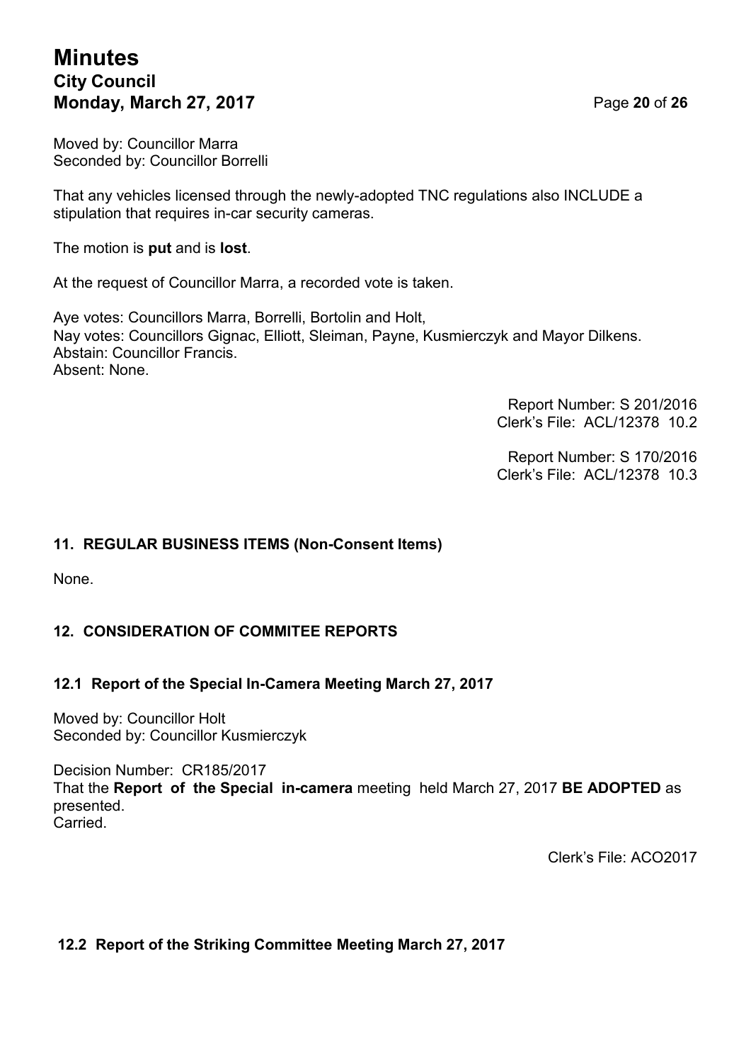Moved by: Councillor Marra
Seconded by: Councillor Borrelli

That any vehicles licensed through the newly-adopted TNC regulations also INCLUDE a stipulation that requires in-car security cameras.

The motion is **put** and is **lost**.

At the request of Councillor Marra, a recorded vote is taken.

Aye votes: Councillors Marra, Borrelli, Bortolin and Holt,
Nay votes: Councillors Gignac, Elliott, Sleiman, Payne, Kusmierczyk and Mayor Dilkens.
Abstain: Councillor Francis.
Absent: None.

Report Number: S 201/2016
Clerk's File: ACL/12378 10.2

Report Number: S 170/2016
Clerk's File: ACL/12378 10.3

## 11. REGULAR BUSINESS ITEMS (Non-Consent Items)

None.

## 12. CONSIDERATION OF COMMITEE REPORTS

### 12.1 Report of the Special In-Camera Meeting March 27, 2017

Moved by: Councillor Holt
Seconded by: Councillor Kusmierczyk

Decision Number: CR185/2017
That the **Report of the Special in-camera** meeting held March 27, 2017 **BE ADOPTED** as presented.
Carried.

Clerk's File: ACO2017

### 12.2 Report of the Striking Committee Meeting March 27, 2017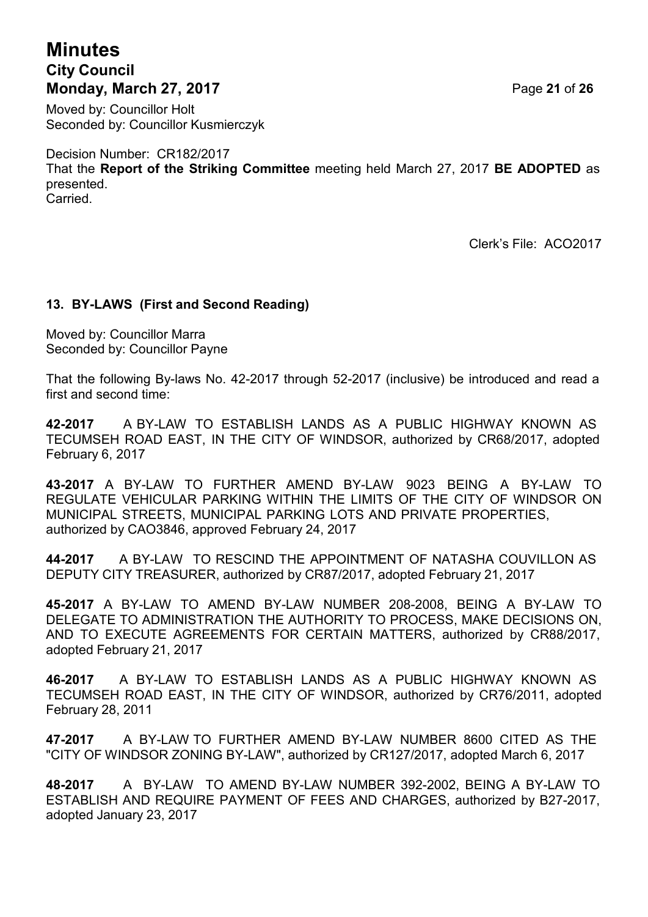Moved by: Councillor Holt
Seconded by: Councillor Kusmierczyk

Decision Number: CR182/2017
That the **Report of the Striking Committee** meeting held March 27, 2017 **BE ADOPTED** as presented.
Carried.

Clerk's File: ACO2017

### 13. BY-LAWS (First and Second Reading)

Moved by: Councillor Marra
Seconded by: Councillor Payne

That the following By-laws No. 42-2017 through 52-2017 (inclusive) be introduced and read a first and second time:

**42-2017** A BY-LAW TO ESTABLISH LANDS AS A PUBLIC HIGHWAY KNOWN AS TECUMSEH ROAD EAST, IN THE CITY OF WINDSOR, authorized by CR68/2017, adopted February 6, 2017

**43-2017** A BY-LAW TO FURTHER AMEND BY-LAW 9023 BEING A BY-LAW TO REGULATE VEHICULAR PARKING WITHIN THE LIMITS OF THE CITY OF WINDSOR ON MUNICIPAL STREETS, MUNICIPAL PARKING LOTS AND PRIVATE PROPERTIES, authorized by CAO3846, approved February 24, 2017

**44-2017** A BY-LAW TO RESCIND THE APPOINTMENT OF NATASHA COUVILLON AS DEPUTY CITY TREASURER, authorized by CR87/2017, adopted February 21, 2017

**45-2017** A BY-LAW TO AMEND BY-LAW NUMBER 208-2008, BEING A BY-LAW TO DELEGATE TO ADMINISTRATION THE AUTHORITY TO PROCESS, MAKE DECISIONS ON, AND TO EXECUTE AGREEMENTS FOR CERTAIN MATTERS, authorized by CR88/2017, adopted February 21, 2017

**46-2017** A BY-LAW TO ESTABLISH LANDS AS A PUBLIC HIGHWAY KNOWN AS TECUMSEH ROAD EAST, IN THE CITY OF WINDSOR, authorized by CR76/2011, adopted February 28, 2011

**47-2017** A BY-LAW TO FURTHER AMEND BY-LAW NUMBER 8600 CITED AS THE "CITY OF WINDSOR ZONING BY-LAW", authorized by CR127/2017, adopted March 6, 2017

**48-2017** A BY-LAW TO AMEND BY-LAW NUMBER 392-2002, BEING A BY-LAW TO ESTABLISH AND REQUIRE PAYMENT OF FEES AND CHARGES, authorized by B27-2017, adopted January 23, 2017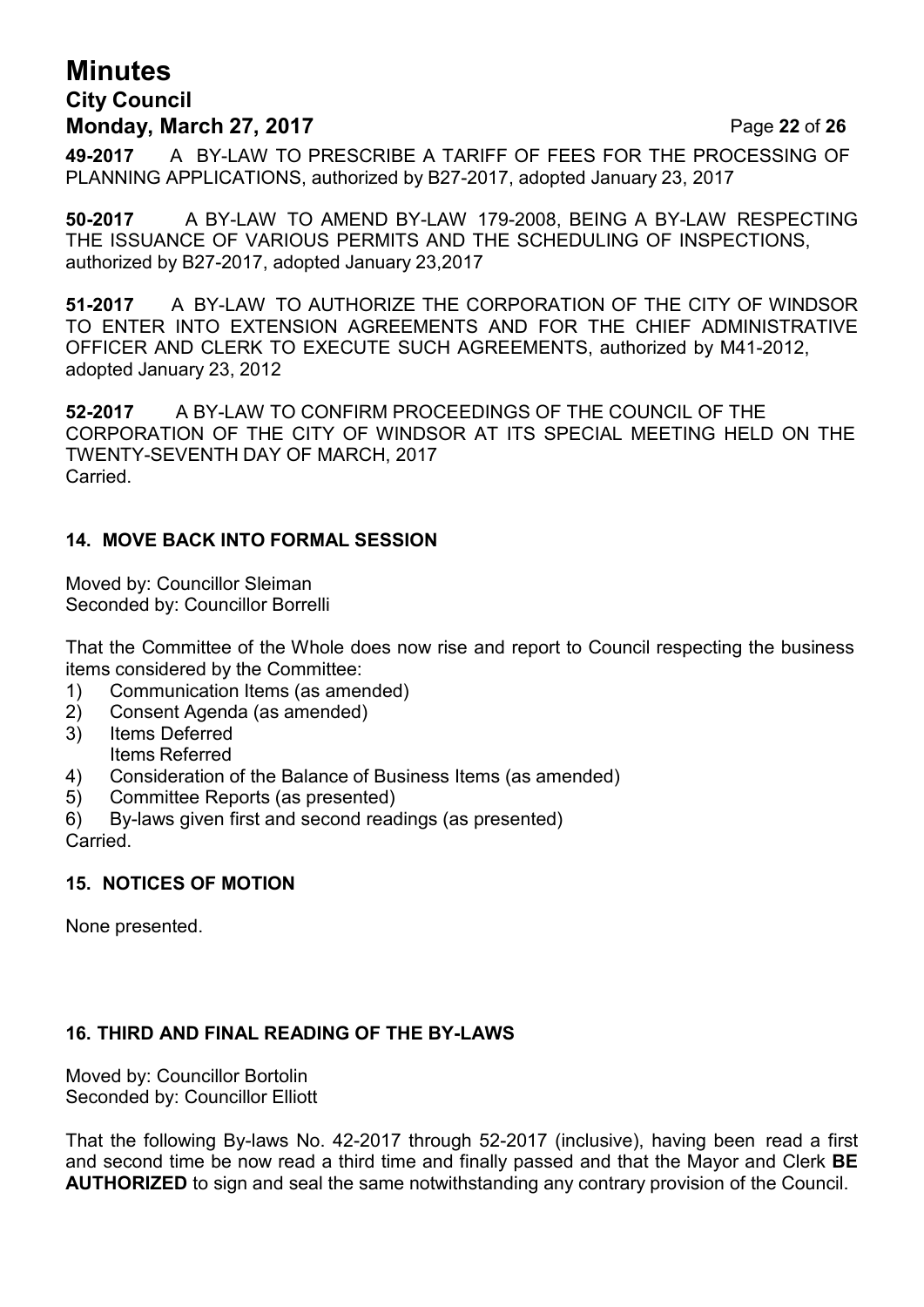**49-2017** A BY-LAW TO PRESCRIBE A TARIFF OF FEES FOR THE PROCESSING OF PLANNING APPLICATIONS, authorized by B27-2017, adopted January 23, 2017

**50-2017** A BY-LAW TO AMEND BY-LAW 179-2008, BEING A BY-LAW RESPECTING THE ISSUANCE OF VARIOUS PERMITS AND THE SCHEDULING OF INSPECTIONS, authorized by B27-2017, adopted January 23,2017

**51-2017** A BY-LAW TO AUTHORIZE THE CORPORATION OF THE CITY OF WINDSOR TO ENTER INTO EXTENSION AGREEMENTS AND FOR THE CHIEF ADMINISTRATIVE OFFICER AND CLERK TO EXECUTE SUCH AGREEMENTS, authorized by M41-2012, adopted January 23, 2012

**52-2017** A BY-LAW TO CONFIRM PROCEEDINGS OF THE COUNCIL OF THE CORPORATION OF THE CITY OF WINDSOR AT ITS SPECIAL MEETING HELD ON THE TWENTY-SEVENTH DAY OF MARCH, 2017
Carried.

## 14. MOVE BACK INTO FORMAL SESSION

Moved by: Councillor Sleiman
Seconded by: Councillor Borrelli

That the Committee of the Whole does now rise and report to Council respecting the business items considered by the Committee:

1) Communication Items (as amended)
2) Consent Agenda (as amended)
3) Items Deferred
   Items Referred
4) Consideration of the Balance of Business Items (as amended)
5) Committee Reports (as presented)
6) By-laws given first and second readings (as presented)

Carried.

## 15. NOTICES OF MOTION

None presented.

## 16. THIRD AND FINAL READING OF THE BY-LAWS

Moved by: Councillor Bortolin
Seconded by: Councillor Elliott

That the following By-laws No. 42-2017 through 52-2017 (inclusive), having been read a first and second time be now read a third time and finally passed and that the Mayor and Clerk **BE AUTHORIZED** to sign and seal the same notwithstanding any contrary provision of the Council.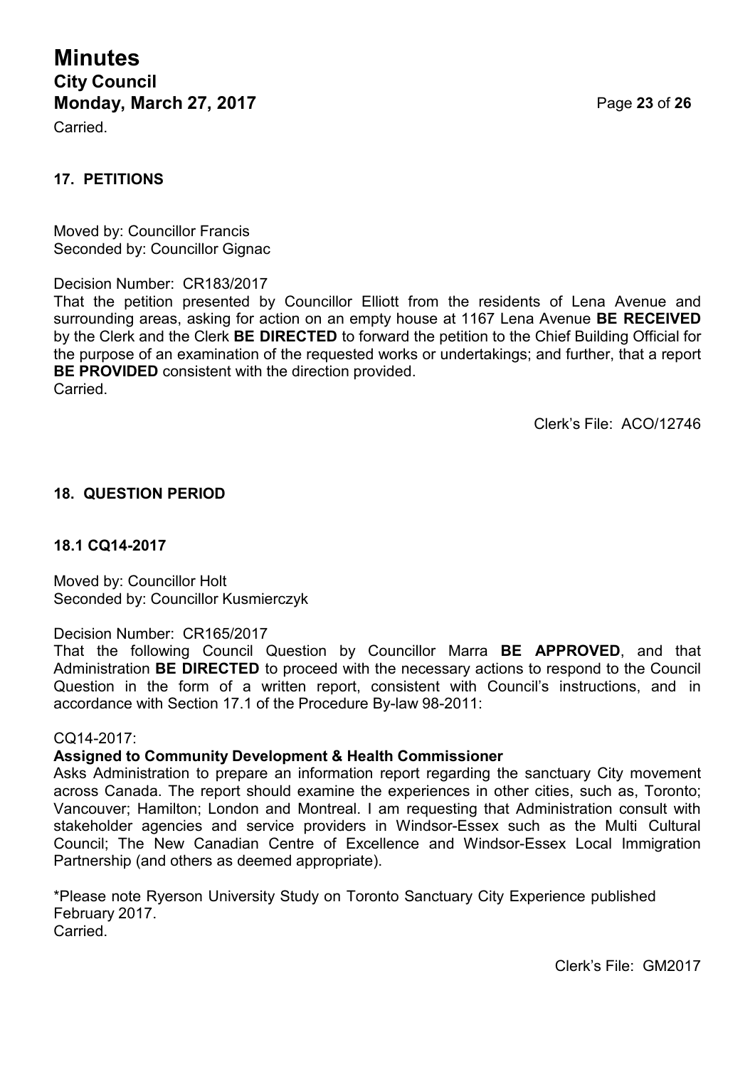Carried.

## 17. PETITIONS

Moved by: Councillor Francis
Seconded by: Councillor Gignac

Decision Number: CR183/2017
That the petition presented by Councillor Elliott from the residents of Lena Avenue and surrounding areas, asking for action on an empty house at 1167 Lena Avenue **BE RECEIVED** by the Clerk and the Clerk **BE DIRECTED** to forward the petition to the Chief Building Official for the purpose of an examination of the requested works or undertakings; and further, that a report **BE PROVIDED** consistent with the direction provided.
Carried.

Clerk's File: ACO/12746

## 18. QUESTION PERIOD

### 18.1 CQ14-2017

Moved by: Councillor Holt
Seconded by: Councillor Kusmierczyk

Decision Number: CR165/2017
That the following Council Question by Councillor Marra **BE APPROVED**, and that Administration **BE DIRECTED** to proceed with the necessary actions to respond to the Council Question in the form of a written report, consistent with Council's instructions, and in accordance with Section 17.1 of the Procedure By-law 98-2011:

CQ14-2017:
**Assigned to Community Development & Health Commissioner**
Asks Administration to prepare an information report regarding the sanctuary City movement across Canada. The report should examine the experiences in other cities, such as, Toronto; Vancouver; Hamilton; London and Montreal. I am requesting that Administration consult with stakeholder agencies and service providers in Windsor-Essex such as the Multi Cultural Council; The New Canadian Centre of Excellence and Windsor-Essex Local Immigration Partnership (and others as deemed appropriate).

*Please note Ryerson University Study on Toronto Sanctuary City Experience published February 2017.
Carried.

Clerk's File: GM2017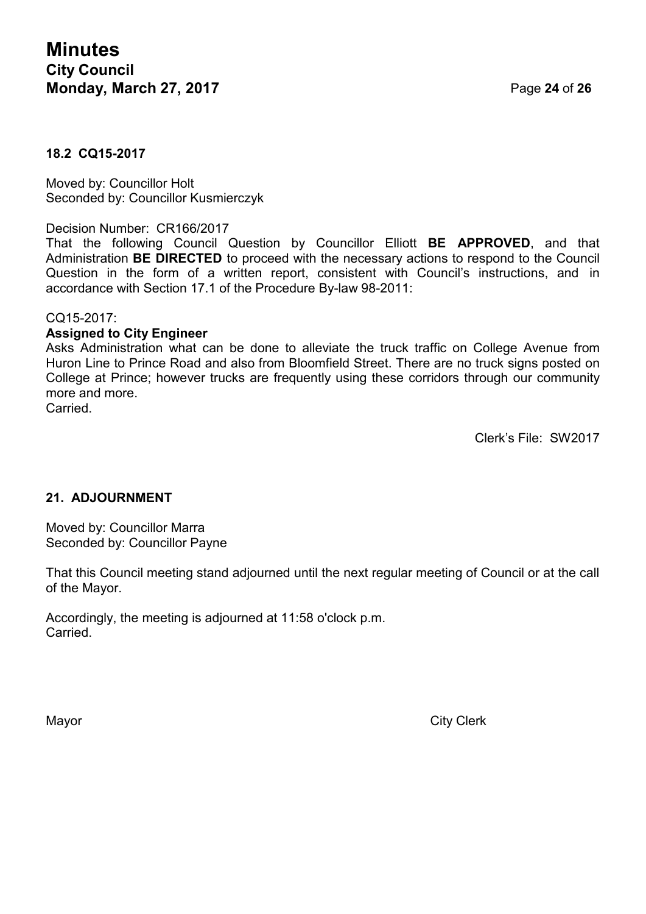### 18.2 CQ15-2017

Moved by: Councillor Holt
Seconded by: Councillor Kusmierczyk

Decision Number: CR166/2017
That the following Council Question by Councillor Elliott **BE APPROVED**, and that Administration **BE DIRECTED** to proceed with the necessary actions to respond to the Council Question in the form of a written report, consistent with Council's instructions, and in accordance with Section 17.1 of the Procedure By-law 98-2011:

CQ15-2017:
**Assigned to City Engineer**
Asks Administration what can be done to alleviate the truck traffic on College Avenue from Huron Line to Prince Road and also from Bloomfield Street. There are no truck signs posted on College at Prince; however trucks are frequently using these corridors through our community more and more.
Carried.

Clerk's File: SW2017

### 21. ADJOURNMENT

Moved by: Councillor Marra
Seconded by: Councillor Payne

That this Council meeting stand adjourned until the next regular meeting of Council or at the call of the Mayor.

Accordingly, the meeting is adjourned at 11:58 o'clock p.m.
Carried.

Mayor

City Clerk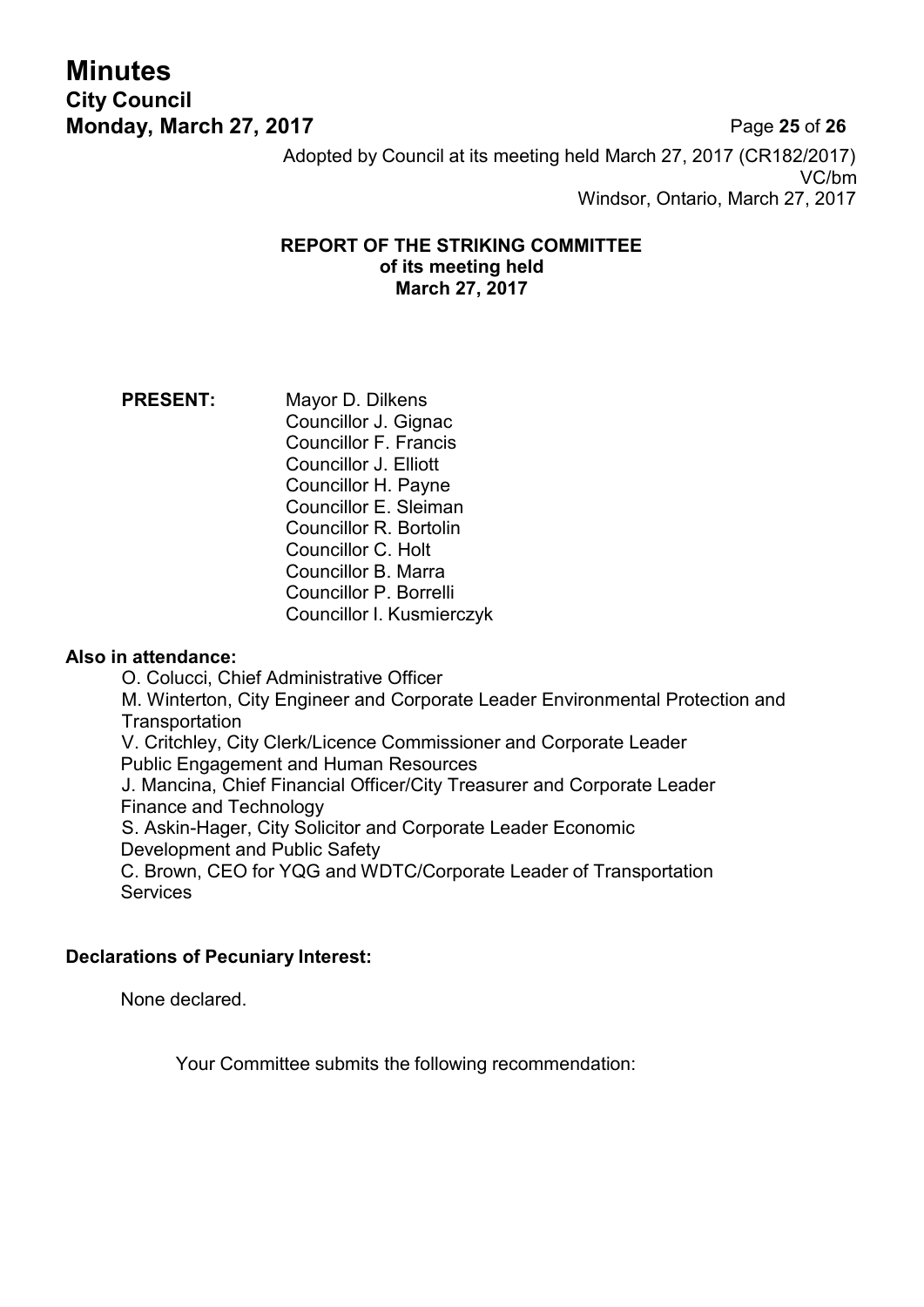Adopted by Council at its meeting held March 27, 2017 (CR182/2017)
VC/bm
Windsor, Ontario, March 27, 2017

**REPORT OF THE STRIKING COMMITTEE**
**of its meeting held**
**March 27, 2017**

**PRESENT:** Mayor D. Dilkens
Councillor J. Gignac
Councillor F. Francis
Councillor J. Elliott
Councillor H. Payne
Councillor E. Sleiman
Councillor R. Bortolin
Councillor C. Holt
Councillor B. Marra
Councillor P. Borrelli
Councillor I. Kusmierczyk

**Also in attendance:**

O. Colucci, Chief Administrative Officer
M. Winterton, City Engineer and Corporate Leader Environmental Protection and Transportation
V. Critchley, City Clerk/Licence Commissioner and Corporate Leader Public Engagement and Human Resources
J. Mancina, Chief Financial Officer/City Treasurer and Corporate Leader Finance and Technology
S. Askin-Hager, City Solicitor and Corporate Leader Economic Development and Public Safety
C. Brown, CEO for YQG and WDTC/Corporate Leader of Transportation Services

**Declarations of Pecuniary Interest:**

None declared.

Your Committee submits the following recommendation: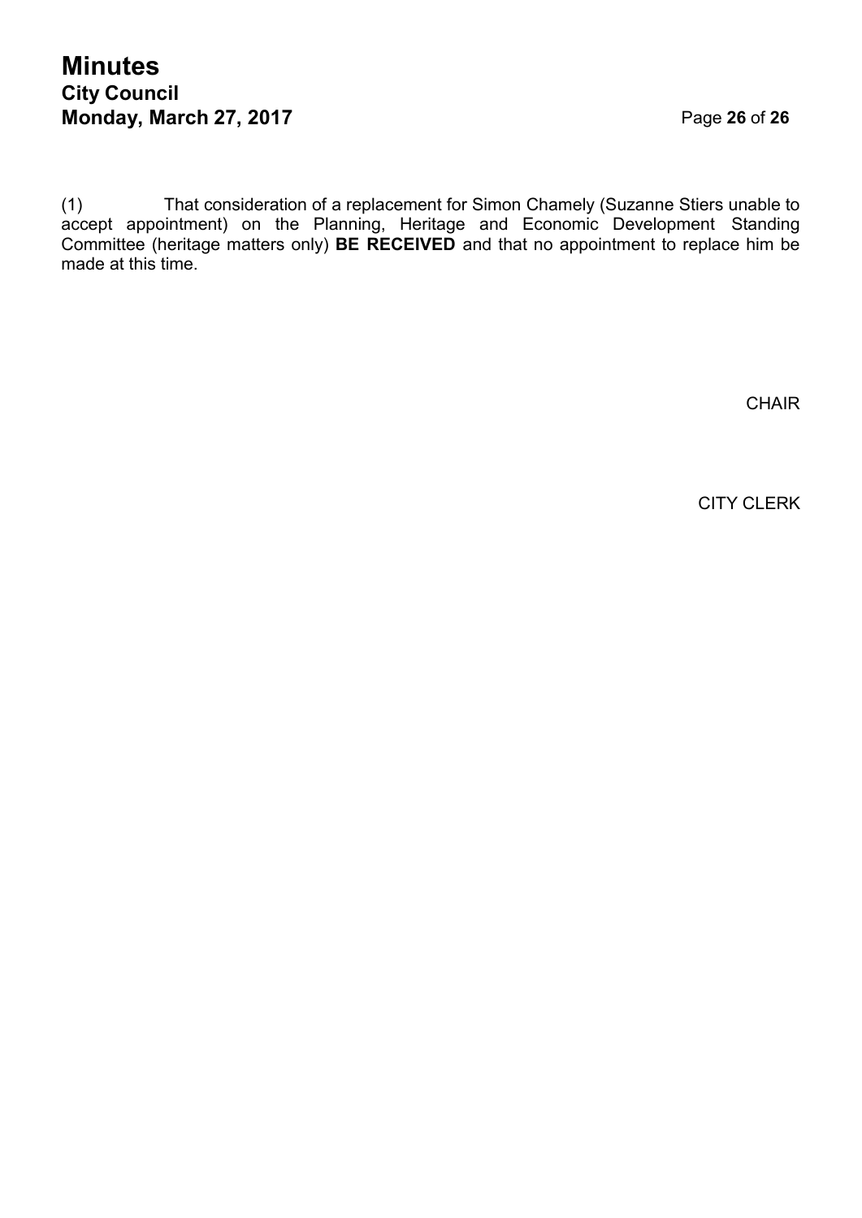(1) That consideration of a replacement for Simon Chamely (Suzanne Stiers unable to accept appointment) on the Planning, Heritage and Economic Development Standing Committee (heritage matters only) **BE RECEIVED** and that no appointment to replace him be made at this time.

CHAIR

CITY CLERK